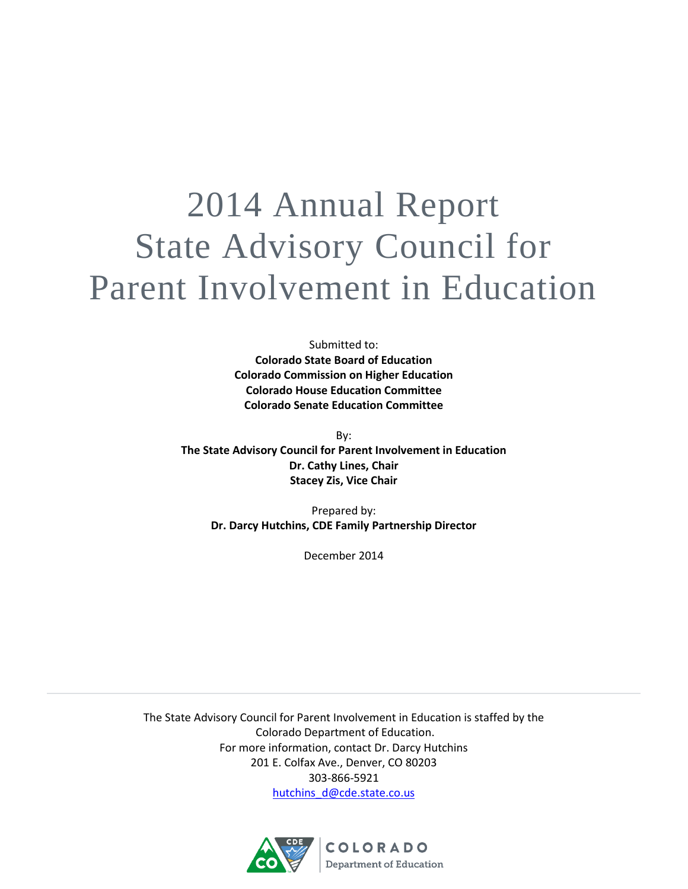# 2014 Annual Report State Advisory Council for Parent Involvement in Education

Submitted to:

**Colorado State Board of Education**
**Colorado Commission on Higher Education**
**Colorado House Education Committee**
**Colorado Senate Education Committee**

By:

**The State Advisory Council for Parent Involvement in Education**
**Dr. Cathy Lines, Chair**
**Stacey Zis, Vice Chair**

Prepared by:

**Dr. Darcy Hutchins, CDE Family Partnership Director**

December 2014

---

The State Advisory Council for Parent Involvement in Education is staffed by the Colorado Department of Education.
For more information, contact Dr. Darcy Hutchins
201 E. Colfax Ave., Denver, CO 80203
303-866-5921
hutchins_d@cde.state.co.us

COLORADO Department of Education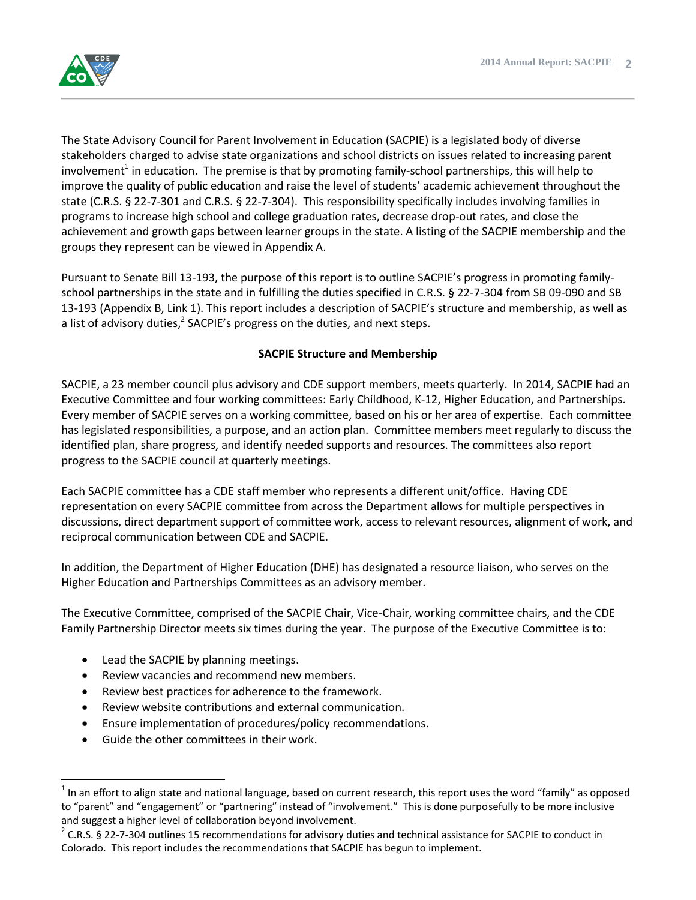The State Advisory Council for Parent Involvement in Education (SACPIE) is a legislated body of diverse stakeholders charged to advise state organizations and school districts on issues related to increasing parent involvement[1] in education. The premise is that by promoting family-school partnerships, this will help to improve the quality of public education and raise the level of students' academic achievement throughout the state (C.R.S. § 22-7-301 and C.R.S. § 22-7-304). This responsibility specifically includes involving families in programs to increase high school and college graduation rates, decrease drop-out rates, and close the achievement and growth gaps between learner groups in the state. A listing of the SACPIE membership and the groups they represent can be viewed in Appendix A.

Pursuant to Senate Bill 13-193, the purpose of this report is to outline SACPIE's progress in promoting family-school partnerships in the state and in fulfilling the duties specified in C.R.S. § 22-7-304 from SB 09-090 and SB 13-193 (Appendix B, Link 1). This report includes a description of SACPIE's structure and membership, as well as a list of advisory duties,[2] SACPIE's progress on the duties, and next steps.

## SACPIE Structure and Membership

SACPIE, a 23 member council plus advisory and CDE support members, meets quarterly. In 2014, SACPIE had an Executive Committee and four working committees: Early Childhood, K-12, Higher Education, and Partnerships. Every member of SACPIE serves on a working committee, based on his or her area of expertise. Each committee has legislated responsibilities, a purpose, and an action plan. Committee members meet regularly to discuss the identified plan, share progress, and identify needed supports and resources. The committees also report progress to the SACPIE council at quarterly meetings.

Each SACPIE committee has a CDE staff member who represents a different unit/office. Having CDE representation on every SACPIE committee from across the Department allows for multiple perspectives in discussions, direct department support of committee work, access to relevant resources, alignment of work, and reciprocal communication between CDE and SACPIE.

In addition, the Department of Higher Education (DHE) has designated a resource liaison, who serves on the Higher Education and Partnerships Committees as an advisory member.

The Executive Committee, comprised of the SACPIE Chair, Vice-Chair, working committee chairs, and the CDE Family Partnership Director meets six times during the year. The purpose of the Executive Committee is to:

- Lead the SACPIE by planning meetings.
- Review vacancies and recommend new members.
- Review best practices for adherence to the framework.
- Review website contributions and external communication.
- Ensure implementation of procedures/policy recommendations.
- Guide the other committees in their work.

---

[1] In an effort to align state and national language, based on current research, this report uses the word "family" as opposed to "parent" and "engagement" or "partnering" instead of "involvement." This is done purposefully to be more inclusive and suggest a higher level of collaboration beyond involvement.

[2] C.R.S. § 22-7-304 outlines 15 recommendations for advisory duties and technical assistance for SACPIE to conduct in Colorado. This report includes the recommendations that SACPIE has begun to implement.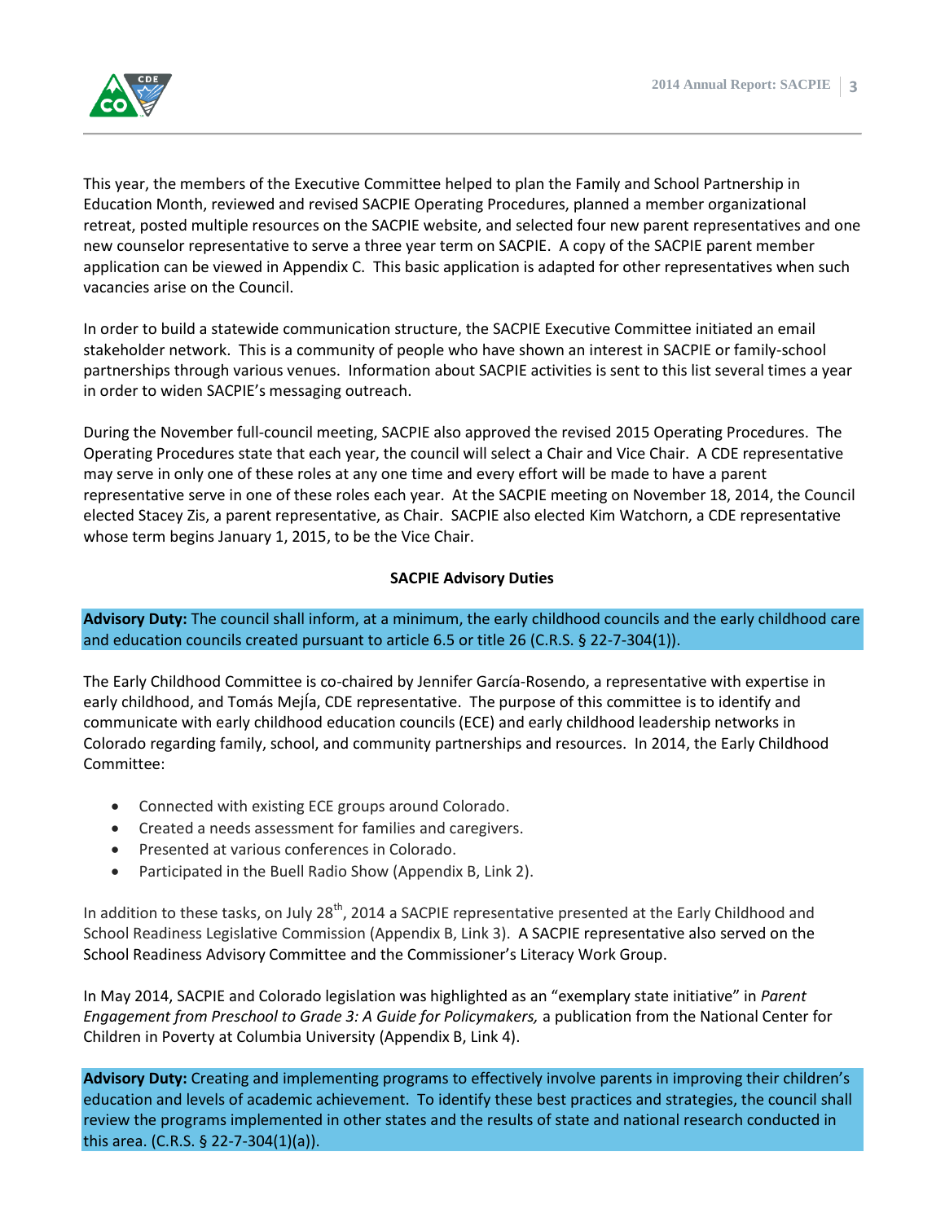This year, the members of the Executive Committee helped to plan the Family and School Partnership in Education Month, reviewed and revised SACPIE Operating Procedures, planned a member organizational retreat, posted multiple resources on the SACPIE website, and selected four new parent representatives and one new counselor representative to serve a three year term on SACPIE. A copy of the SACPIE parent member application can be viewed in Appendix C. This basic application is adapted for other representatives when such vacancies arise on the Council.

In order to build a statewide communication structure, the SACPIE Executive Committee initiated an email stakeholder network. This is a community of people who have shown an interest in SACPIE or family-school partnerships through various venues. Information about SACPIE activities is sent to this list several times a year in order to widen SACPIE's messaging outreach.

During the November full-council meeting, SACPIE also approved the revised 2015 Operating Procedures. The Operating Procedures state that each year, the council will select a Chair and Vice Chair. A CDE representative may serve in only one of these roles at any one time and every effort will be made to have a parent representative serve in one of these roles each year. At the SACPIE meeting on November 18, 2014, the Council elected Stacey Zis, a parent representative, as Chair. SACPIE also elected Kim Watchorn, a CDE representative whose term begins January 1, 2015, to be the Vice Chair.

## SACPIE Advisory Duties

**Advisory Duty:** The council shall inform, at a minimum, the early childhood councils and the early childhood care and education councils created pursuant to article 6.5 or title 26 (C.R.S. § 22-7-304(1)).

The Early Childhood Committee is co-chaired by Jennifer García-Rosendo, a representative with expertise in early childhood, and Tomás Mejía, CDE representative. The purpose of this committee is to identify and communicate with early childhood education councils (ECE) and early childhood leadership networks in Colorado regarding family, school, and community partnerships and resources. In 2014, the Early Childhood Committee:

- Connected with existing ECE groups around Colorado.
- Created a needs assessment for families and caregivers.
- Presented at various conferences in Colorado.
- Participated in the Buell Radio Show (Appendix B, Link 2).

In addition to these tasks, on July 28th, 2014 a SACPIE representative presented at the Early Childhood and School Readiness Legislative Commission (Appendix B, Link 3). A SACPIE representative also served on the School Readiness Advisory Committee and the Commissioner's Literacy Work Group.

In May 2014, SACPIE and Colorado legislation was highlighted as an "exemplary state initiative" in *Parent Engagement from Preschool to Grade 3: A Guide for Policymakers,* a publication from the National Center for Children in Poverty at Columbia University (Appendix B, Link 4).

**Advisory Duty:** Creating and implementing programs to effectively involve parents in improving their children's education and levels of academic achievement. To identify these best practices and strategies, the council shall review the programs implemented in other states and the results of state and national research conducted in this area. (C.R.S. § 22-7-304(1)(a)).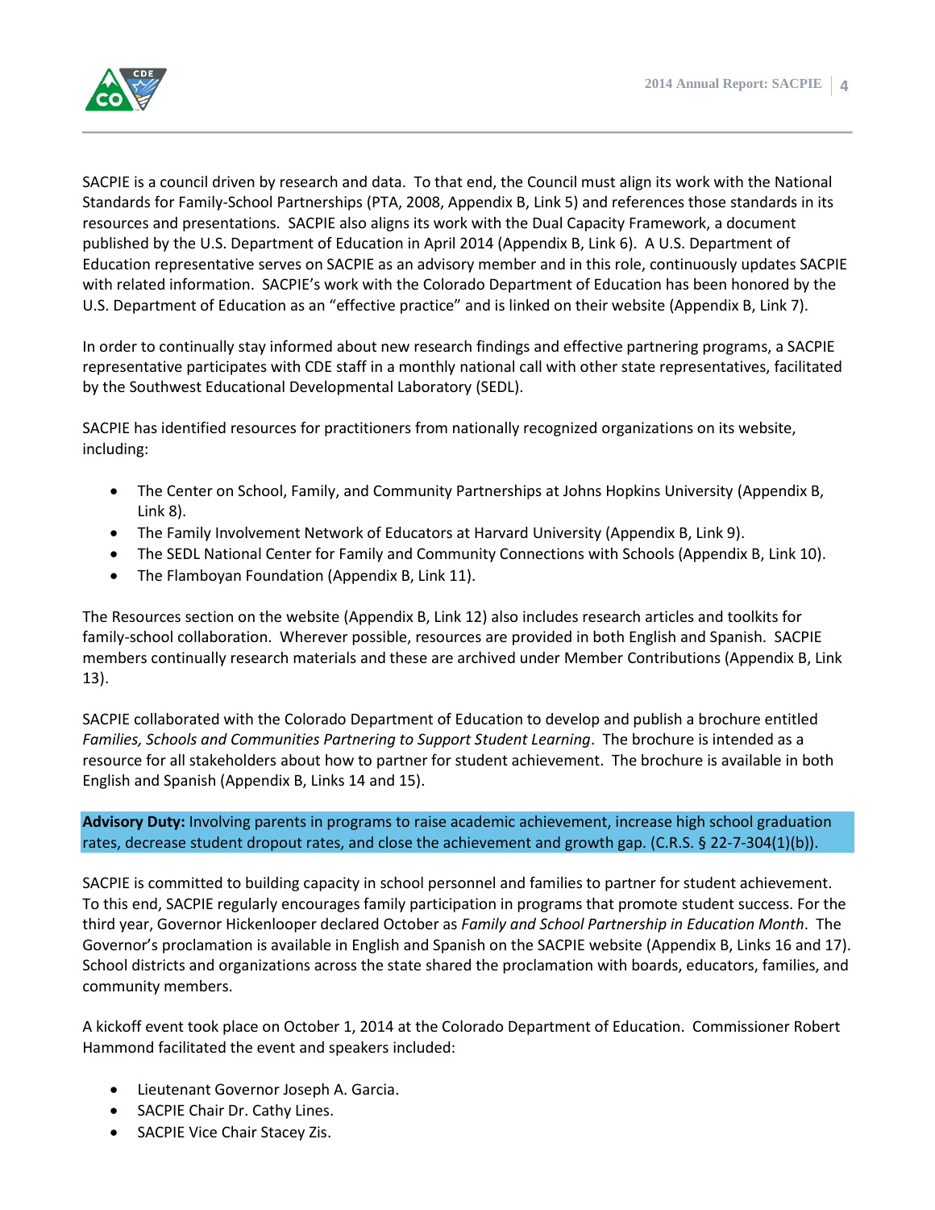SACPIE is a council driven by research and data. To that end, the Council must align its work with the National Standards for Family-School Partnerships (PTA, 2008, Appendix B, Link 5) and references those standards in its resources and presentations. SACPIE also aligns its work with the Dual Capacity Framework, a document published by the U.S. Department of Education in April 2014 (Appendix B, Link 6). A U.S. Department of Education representative serves on SACPIE as an advisory member and in this role, continuously updates SACPIE with related information. SACPIE's work with the Colorado Department of Education has been honored by the U.S. Department of Education as an "effective practice" and is linked on their website (Appendix B, Link 7).

In order to continually stay informed about new research findings and effective partnering programs, a SACPIE representative participates with CDE staff in a monthly national call with other state representatives, facilitated by the Southwest Educational Developmental Laboratory (SEDL).

SACPIE has identified resources for practitioners from nationally recognized organizations on its website, including:

- The Center on School, Family, and Community Partnerships at Johns Hopkins University (Appendix B, Link 8).
- The Family Involvement Network of Educators at Harvard University (Appendix B, Link 9).
- The SEDL National Center for Family and Community Connections with Schools (Appendix B, Link 10).
- The Flamboyan Foundation (Appendix B, Link 11).

The Resources section on the website (Appendix B, Link 12) also includes research articles and toolkits for family-school collaboration. Wherever possible, resources are provided in both English and Spanish. SACPIE members continually research materials and these are archived under Member Contributions (Appendix B, Link 13).

SACPIE collaborated with the Colorado Department of Education to develop and publish a brochure entitled *Families, Schools and Communities Partnering to Support Student Learning*. The brochure is intended as a resource for all stakeholders about how to partner for student achievement. The brochure is available in both English and Spanish (Appendix B, Links 14 and 15).

**Advisory Duty:** Involving parents in programs to raise academic achievement, increase high school graduation rates, decrease student dropout rates, and close the achievement and growth gap. (C.R.S. § 22-7-304(1)(b)).

SACPIE is committed to building capacity in school personnel and families to partner for student achievement. To this end, SACPIE regularly encourages family participation in programs that promote student success. For the third year, Governor Hickenlooper declared October as *Family and School Partnership in Education Month*. The Governor's proclamation is available in English and Spanish on the SACPIE website (Appendix B, Links 16 and 17). School districts and organizations across the state shared the proclamation with boards, educators, families, and community members.

A kickoff event took place on October 1, 2014 at the Colorado Department of Education. Commissioner Robert Hammond facilitated the event and speakers included:

- Lieutenant Governor Joseph A. Garcia.
- SACPIE Chair Dr. Cathy Lines.
- SACPIE Vice Chair Stacey Zis.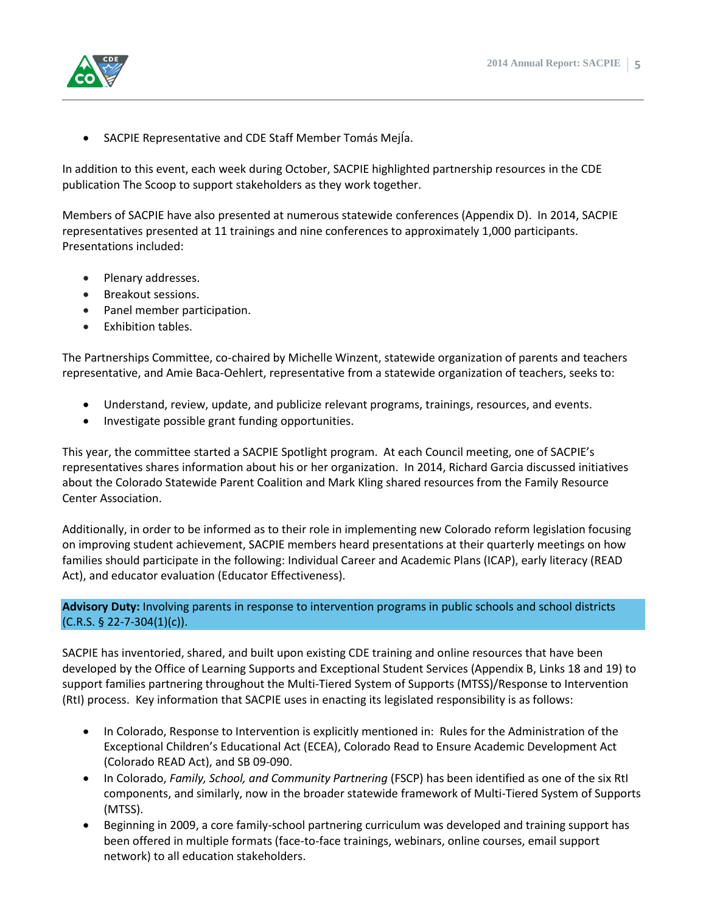- SACPIE Representative and CDE Staff Member Tomás MejÍa.

In addition to this event, each week during October, SACPIE highlighted partnership resources in the CDE publication The Scoop to support stakeholders as they work together.

Members of SACPIE have also presented at numerous statewide conferences (Appendix D). In 2014, SACPIE representatives presented at 11 trainings and nine conferences to approximately 1,000 participants. Presentations included:

- Plenary addresses.
- Breakout sessions.
- Panel member participation.
- Exhibition tables.

The Partnerships Committee, co-chaired by Michelle Winzent, statewide organization of parents and teachers representative, and Amie Baca-Oehlert, representative from a statewide organization of teachers, seeks to:

- Understand, review, update, and publicize relevant programs, trainings, resources, and events.
- Investigate possible grant funding opportunities.

This year, the committee started a SACPIE Spotlight program. At each Council meeting, one of SACPIE's representatives shares information about his or her organization. In 2014, Richard Garcia discussed initiatives about the Colorado Statewide Parent Coalition and Mark Kling shared resources from the Family Resource Center Association.

Additionally, in order to be informed as to their role in implementing new Colorado reform legislation focusing on improving student achievement, SACPIE members heard presentations at their quarterly meetings on how families should participate in the following: Individual Career and Academic Plans (ICAP), early literacy (READ Act), and educator evaluation (Educator Effectiveness).

**Advisory Duty:** Involving parents in response to intervention programs in public schools and school districts (C.R.S. § 22-7-304(1)(c)).

SACPIE has inventoried, shared, and built upon existing CDE training and online resources that have been developed by the Office of Learning Supports and Exceptional Student Services (Appendix B, Links 18 and 19) to support families partnering throughout the Multi-Tiered System of Supports (MTSS)/Response to Intervention (RtI) process. Key information that SACPIE uses in enacting its legislated responsibility is as follows:

- In Colorado, Response to Intervention is explicitly mentioned in: Rules for the Administration of the Exceptional Children's Educational Act (ECEA), Colorado Read to Ensure Academic Development Act (Colorado READ Act), and SB 09-090.
- In Colorado, *Family, School, and Community Partnering* (FSCP) has been identified as one of the six RtI components, and similarly, now in the broader statewide framework of Multi-Tiered System of Supports (MTSS).
- Beginning in 2009, a core family-school partnering curriculum was developed and training support has been offered in multiple formats (face-to-face trainings, webinars, online courses, email support network) to all education stakeholders.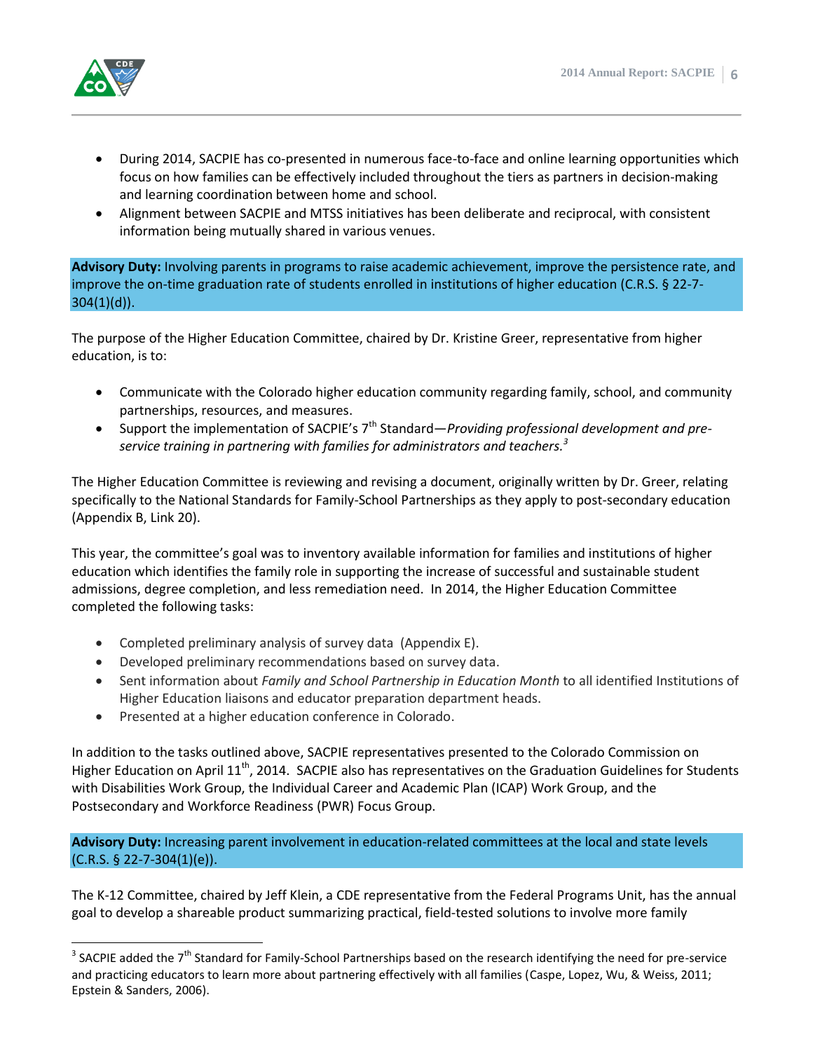- During 2014, SACPIE has co-presented in numerous face-to-face and online learning opportunities which focus on how families can be effectively included throughout the tiers as partners in decision-making and learning coordination between home and school.
- Alignment between SACPIE and MTSS initiatives has been deliberate and reciprocal, with consistent information being mutually shared in various venues.

**Advisory Duty:** Involving parents in programs to raise academic achievement, improve the persistence rate, and improve the on-time graduation rate of students enrolled in institutions of higher education (C.R.S. § 22-7-304(1)(d)).

The purpose of the Higher Education Committee, chaired by Dr. Kristine Greer, representative from higher education, is to:

- Communicate with the Colorado higher education community regarding family, school, and community partnerships, resources, and measures.
- Support the implementation of SACPIE's 7th Standard—*Providing professional development and pre-service training in partnering with families for administrators and teachers.*[3]

The Higher Education Committee is reviewing and revising a document, originally written by Dr. Greer, relating specifically to the National Standards for Family-School Partnerships as they apply to post-secondary education (Appendix B, Link 20).

This year, the committee's goal was to inventory available information for families and institutions of higher education which identifies the family role in supporting the increase of successful and sustainable student admissions, degree completion, and less remediation need. In 2014, the Higher Education Committee completed the following tasks:

- Completed preliminary analysis of survey data (Appendix E).
- Developed preliminary recommendations based on survey data.
- Sent information about *Family and School Partnership in Education Month* to all identified Institutions of Higher Education liaisons and educator preparation department heads.
- Presented at a higher education conference in Colorado.

In addition to the tasks outlined above, SACPIE representatives presented to the Colorado Commission on Higher Education on April 11th, 2014. SACPIE also has representatives on the Graduation Guidelines for Students with Disabilities Work Group, the Individual Career and Academic Plan (ICAP) Work Group, and the Postsecondary and Workforce Readiness (PWR) Focus Group.

**Advisory Duty:** Increasing parent involvement in education-related committees at the local and state levels (C.R.S. § 22-7-304(1)(e)).

The K-12 Committee, chaired by Jeff Klein, a CDE representative from the Federal Programs Unit, has the annual goal to develop a shareable product summarizing practical, field-tested solutions to involve more family

[3] SACPIE added the 7th Standard for Family-School Partnerships based on the research identifying the need for pre-service and practicing educators to learn more about partnering effectively with all families (Caspe, Lopez, Wu, & Weiss, 2011; Epstein & Sanders, 2006).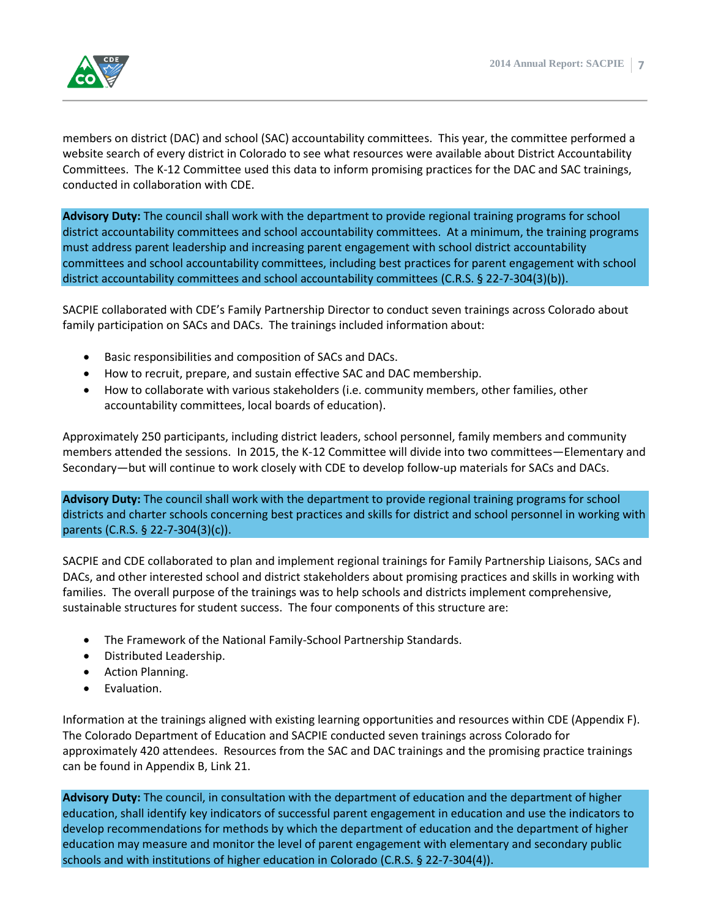members on district (DAC) and school (SAC) accountability committees. This year, the committee performed a website search of every district in Colorado to see what resources were available about District Accountability Committees. The K-12 Committee used this data to inform promising practices for the DAC and SAC trainings, conducted in collaboration with CDE.

**Advisory Duty:** The council shall work with the department to provide regional training programs for school district accountability committees and school accountability committees. At a minimum, the training programs must address parent leadership and increasing parent engagement with school district accountability committees and school accountability committees, including best practices for parent engagement with school district accountability committees and school accountability committees (C.R.S. § 22-7-304(3)(b)).

SACPIE collaborated with CDE's Family Partnership Director to conduct seven trainings across Colorado about family participation on SACs and DACs. The trainings included information about:

- Basic responsibilities and composition of SACs and DACs.
- How to recruit, prepare, and sustain effective SAC and DAC membership.
- How to collaborate with various stakeholders (i.e. community members, other families, other accountability committees, local boards of education).

Approximately 250 participants, including district leaders, school personnel, family members and community members attended the sessions. In 2015, the K-12 Committee will divide into two committees—Elementary and Secondary—but will continue to work closely with CDE to develop follow-up materials for SACs and DACs.

**Advisory Duty:** The council shall work with the department to provide regional training programs for school districts and charter schools concerning best practices and skills for district and school personnel in working with parents (C.R.S. § 22-7-304(3)(c)).

SACPIE and CDE collaborated to plan and implement regional trainings for Family Partnership Liaisons, SACs and DACs, and other interested school and district stakeholders about promising practices and skills in working with families. The overall purpose of the trainings was to help schools and districts implement comprehensive, sustainable structures for student success. The four components of this structure are:

- The Framework of the National Family-School Partnership Standards.
- Distributed Leadership.
- Action Planning.
- Evaluation.

Information at the trainings aligned with existing learning opportunities and resources within CDE (Appendix F). The Colorado Department of Education and SACPIE conducted seven trainings across Colorado for approximately 420 attendees. Resources from the SAC and DAC trainings and the promising practice trainings can be found in Appendix B, Link 21.

**Advisory Duty:** The council, in consultation with the department of education and the department of higher education, shall identify key indicators of successful parent engagement in education and use the indicators to develop recommendations for methods by which the department of education and the department of higher education may measure and monitor the level of parent engagement with elementary and secondary public schools and with institutions of higher education in Colorado (C.R.S. § 22-7-304(4)).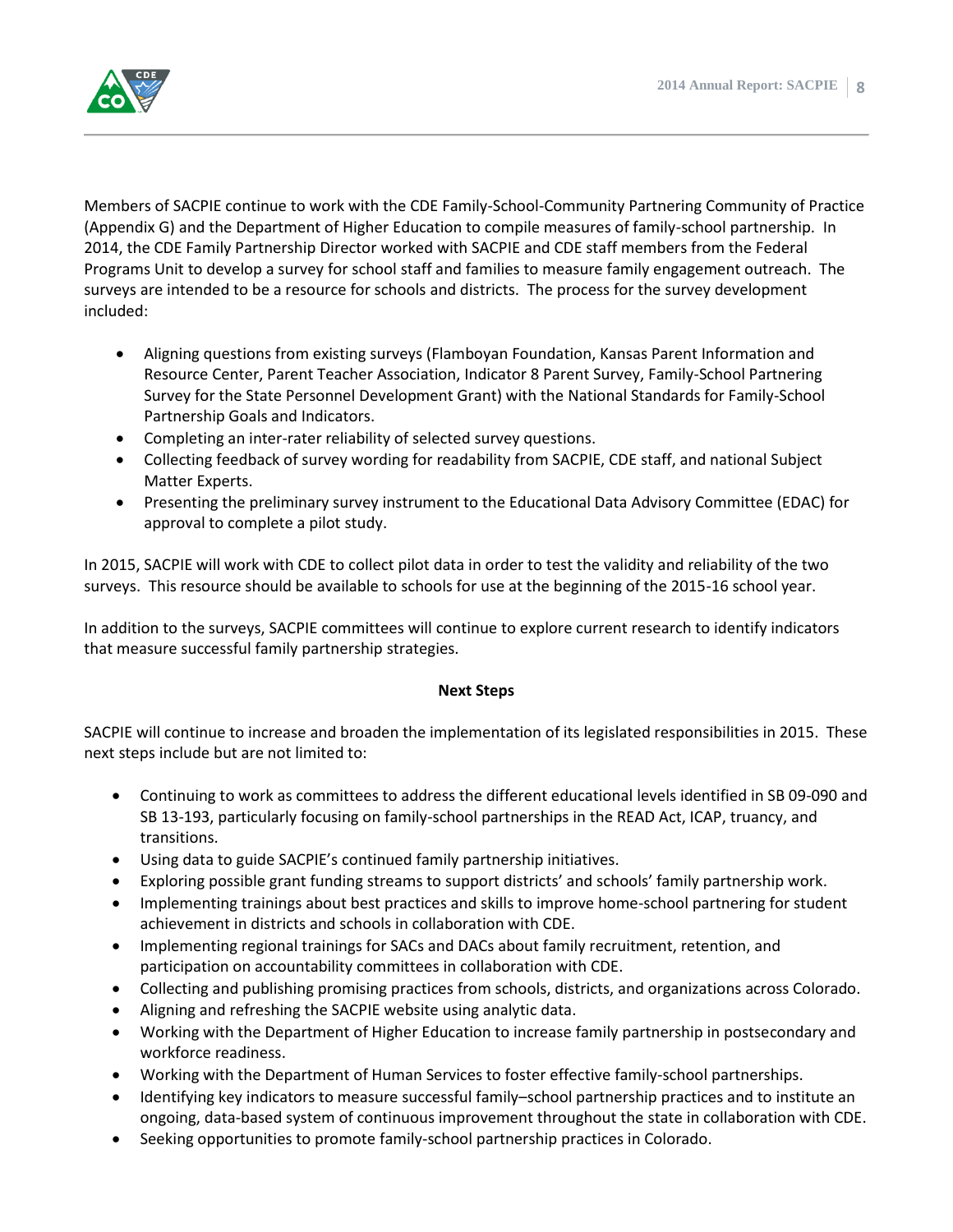Members of SACPIE continue to work with the CDE Family-School-Community Partnering Community of Practice (Appendix G) and the Department of Higher Education to compile measures of family-school partnership. In 2014, the CDE Family Partnership Director worked with SACPIE and CDE staff members from the Federal Programs Unit to develop a survey for school staff and families to measure family engagement outreach. The surveys are intended to be a resource for schools and districts. The process for the survey development included:

- Aligning questions from existing surveys (Flamboyan Foundation, Kansas Parent Information and Resource Center, Parent Teacher Association, Indicator 8 Parent Survey, Family-School Partnering Survey for the State Personnel Development Grant) with the National Standards for Family-School Partnership Goals and Indicators.
- Completing an inter-rater reliability of selected survey questions.
- Collecting feedback of survey wording for readability from SACPIE, CDE staff, and national Subject Matter Experts.
- Presenting the preliminary survey instrument to the Educational Data Advisory Committee (EDAC) for approval to complete a pilot study.

In 2015, SACPIE will work with CDE to collect pilot data in order to test the validity and reliability of the two surveys. This resource should be available to schools for use at the beginning of the 2015-16 school year.

In addition to the surveys, SACPIE committees will continue to explore current research to identify indicators that measure successful family partnership strategies.

## Next Steps

SACPIE will continue to increase and broaden the implementation of its legislated responsibilities in 2015. These next steps include but are not limited to:

- Continuing to work as committees to address the different educational levels identified in SB 09-090 and SB 13-193, particularly focusing on family-school partnerships in the READ Act, ICAP, truancy, and transitions.
- Using data to guide SACPIE's continued family partnership initiatives.
- Exploring possible grant funding streams to support districts' and schools' family partnership work.
- Implementing trainings about best practices and skills to improve home-school partnering for student achievement in districts and schools in collaboration with CDE.
- Implementing regional trainings for SACs and DACs about family recruitment, retention, and participation on accountability committees in collaboration with CDE.
- Collecting and publishing promising practices from schools, districts, and organizations across Colorado.
- Aligning and refreshing the SACPIE website using analytic data.
- Working with the Department of Higher Education to increase family partnership in postsecondary and workforce readiness.
- Working with the Department of Human Services to foster effective family-school partnerships.
- Identifying key indicators to measure successful family–school partnership practices and to institute an ongoing, data-based system of continuous improvement throughout the state in collaboration with CDE.
- Seeking opportunities to promote family-school partnership practices in Colorado.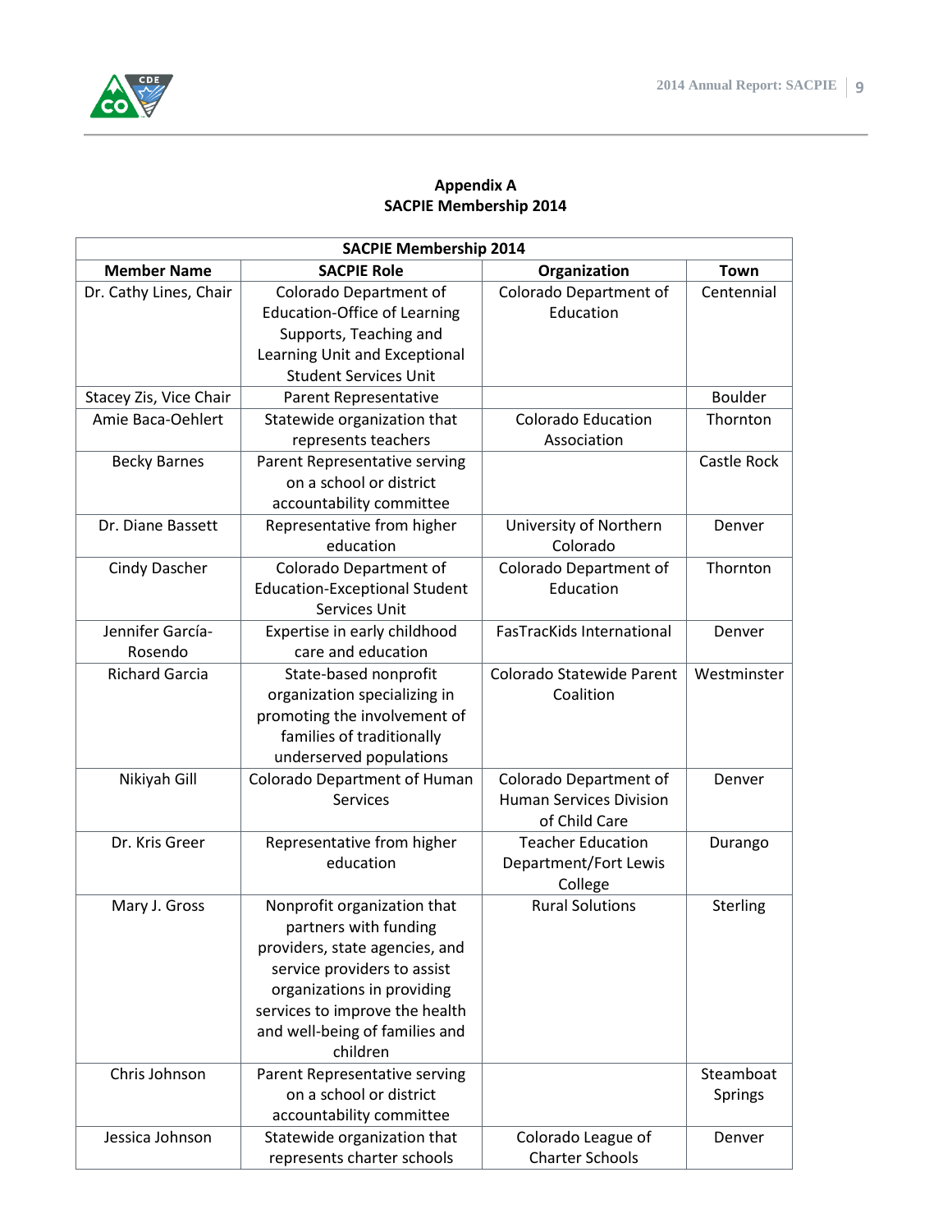**Appendix A**
**SACPIE Membership 2014**

| SACPIE Membership 2014 | | | |
|---|---|---|---|
| **Member Name** | **SACPIE Role** | **Organization** | **Town** |
| Dr. Cathy Lines, Chair | Colorado Department of Education-Office of Learning Supports, Teaching and Learning Unit and Exceptional Student Services Unit | Colorado Department of Education | Centennial |
| Stacey Zis, Vice Chair | Parent Representative | | Boulder |
| Amie Baca-Oehlert | Statewide organization that represents teachers | Colorado Education Association | Thornton |
| Becky Barnes | Parent Representative serving on a school or district accountability committee | | Castle Rock |
| Dr. Diane Bassett | Representative from higher education | University of Northern Colorado | Denver |
| Cindy Dascher | Colorado Department of Education-Exceptional Student Services Unit | Colorado Department of Education | Thornton |
| Jennifer García-Rosendo | Expertise in early childhood care and education | FasTracKids International | Denver |
| Richard Garcia | State-based nonprofit organization specializing in promoting the involvement of families of traditionally underserved populations | Colorado Statewide Parent Coalition | Westminster |
| Nikiyah Gill | Colorado Department of Human Services | Colorado Department of Human Services Division of Child Care | Denver |
| Dr. Kris Greer | Representative from higher education | Teacher Education Department/Fort Lewis College | Durango |
| Mary J. Gross | Nonprofit organization that partners with funding providers, state agencies, and service providers to assist organizations in providing services to improve the health and well-being of families and children | Rural Solutions | Sterling |
| Chris Johnson | Parent Representative serving on a school or district accountability committee | | Steamboat Springs |
| Jessica Johnson | Statewide organization that represents charter schools | Colorado League of Charter Schools | Denver |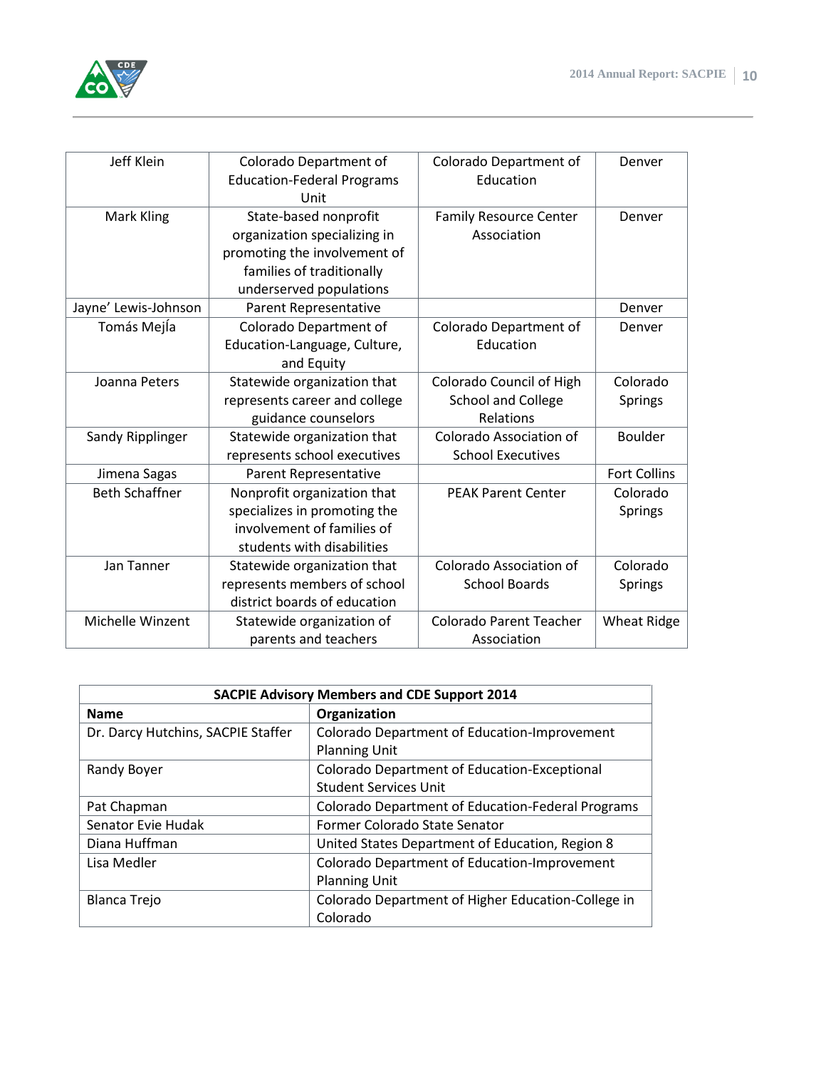| | | | |
|---|---|---|---|
| Jeff Klein | Colorado Department of Education-Federal Programs Unit | Colorado Department of Education | Denver |
| Mark Kling | State-based nonprofit organization specializing in promoting the involvement of families of traditionally underserved populations | Family Resource Center Association | Denver |
| Jayne' Lewis-Johnson | Parent Representative | | Denver |
| Tomás Mejía | Colorado Department of Education-Language, Culture, and Equity | Colorado Department of Education | Denver |
| Joanna Peters | Statewide organization that represents career and college guidance counselors | Colorado Council of High School and College Relations | Colorado Springs |
| Sandy Ripplinger | Statewide organization that represents school executives | Colorado Association of School Executives | Boulder |
| Jimena Sagas | Parent Representative | | Fort Collins |
| Beth Schaffner | Nonprofit organization that specializes in promoting the involvement of families of students with disabilities | PEAK Parent Center | Colorado Springs |
| Jan Tanner | Statewide organization that represents members of school district boards of education | Colorado Association of School Boards | Colorado Springs |
| Michelle Winzent | Statewide organization of parents and teachers | Colorado Parent Teacher Association | Wheat Ridge |

| **SACPIE Advisory Members and CDE Support 2014** | |
|---|---|
| **Name** | **Organization** |
| Dr. Darcy Hutchins, SACPIE Staffer | Colorado Department of Education-Improvement Planning Unit |
| Randy Boyer | Colorado Department of Education-Exceptional Student Services Unit |
| Pat Chapman | Colorado Department of Education-Federal Programs |
| Senator Evie Hudak | Former Colorado State Senator |
| Diana Huffman | United States Department of Education, Region 8 |
| Lisa Medler | Colorado Department of Education-Improvement Planning Unit |
| Blanca Trejo | Colorado Department of Higher Education-College in Colorado |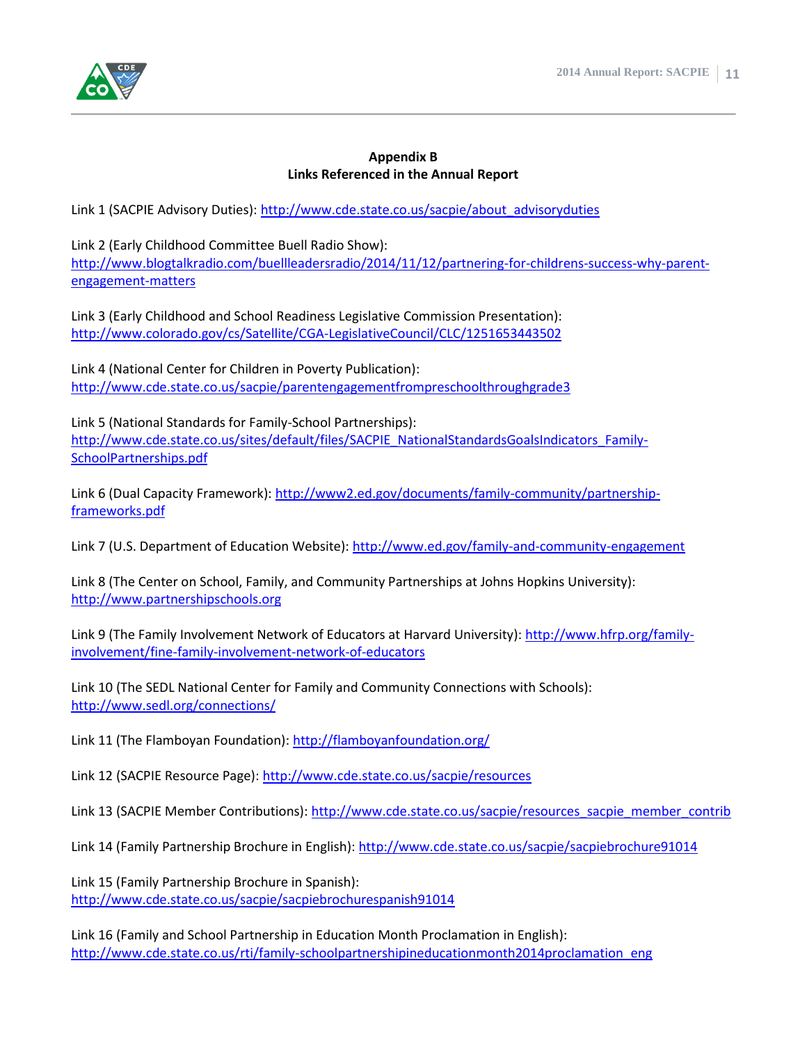## Appendix B
## Links Referenced in the Annual Report

Link 1 (SACPIE Advisory Duties): http://www.cde.state.co.us/sacpie/about_advisoryduties

Link 2 (Early Childhood Committee Buell Radio Show): http://www.blogtalkradio.com/buellleadersradio/2014/11/12/partnering-for-childrens-success-why-parent-engagement-matters

Link 3 (Early Childhood and School Readiness Legislative Commission Presentation): http://www.colorado.gov/cs/Satellite/CGA-LegislativeCouncil/CLC/1251653443502

Link 4 (National Center for Children in Poverty Publication): http://www.cde.state.co.us/sacpie/parentengagementfrompreschoolthroughgrade3

Link 5 (National Standards for Family-School Partnerships): http://www.cde.state.co.us/sites/default/files/SACPIE_NationalStandardsGoalsIndicators_Family-SchoolPartnerships.pdf

Link 6 (Dual Capacity Framework): http://www2.ed.gov/documents/family-community/partnership-frameworks.pdf

Link 7 (U.S. Department of Education Website): http://www.ed.gov/family-and-community-engagement

Link 8 (The Center on School, Family, and Community Partnerships at Johns Hopkins University): http://www.partnershipschools.org

Link 9 (The Family Involvement Network of Educators at Harvard University): http://www.hfrp.org/family-involvement/fine-family-involvement-network-of-educators

Link 10 (The SEDL National Center for Family and Community Connections with Schools): http://www.sedl.org/connections/

Link 11 (The Flamboyan Foundation): http://flamboyanfoundation.org/

Link 12 (SACPIE Resource Page): http://www.cde.state.co.us/sacpie/resources

Link 13 (SACPIE Member Contributions): http://www.cde.state.co.us/sacpie/resources_sacpie_member_contrib

Link 14 (Family Partnership Brochure in English): http://www.cde.state.co.us/sacpie/sacpiebrochure91014

Link 15 (Family Partnership Brochure in Spanish): http://www.cde.state.co.us/sacpie/sacpiebrochurespanish91014

Link 16 (Family and School Partnership in Education Month Proclamation in English): http://www.cde.state.co.us/rti/family-schoolpartnershipineducationmonth2014proclamation_eng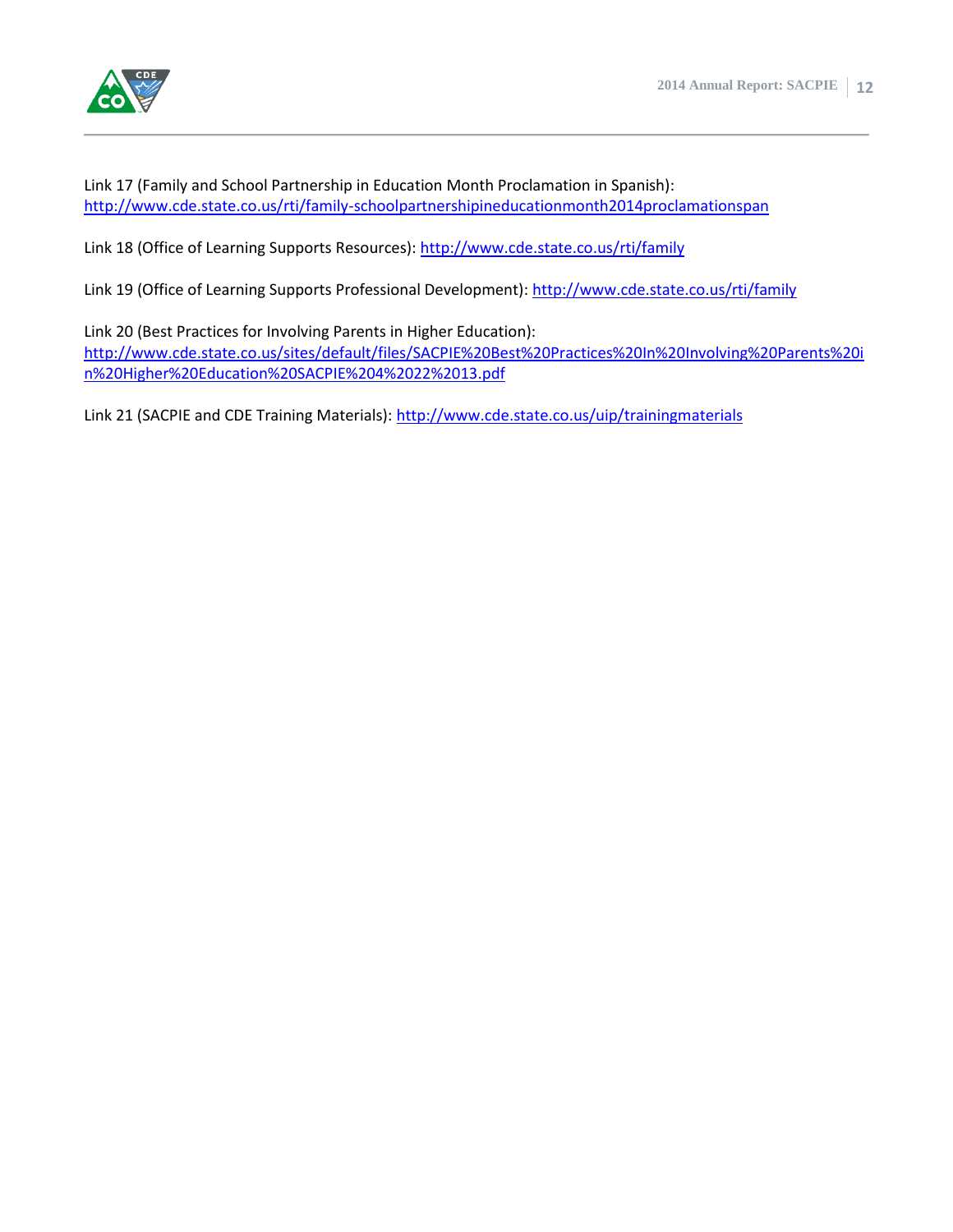Link 17 (Family and School Partnership in Education Month Proclamation in Spanish): http://www.cde.state.co.us/rti/family-schoolpartnershipineducationmonth2014proclamationspan

Link 18 (Office of Learning Supports Resources): http://www.cde.state.co.us/rti/family

Link 19 (Office of Learning Supports Professional Development): http://www.cde.state.co.us/rti/family

Link 20 (Best Practices for Involving Parents in Higher Education): http://www.cde.state.co.us/sites/default/files/SACPIE%20Best%20Practices%20In%20Involving%20Parents%20in%20Higher%20Education%20SACPIE%204%2022%2013.pdf

Link 21 (SACPIE and CDE Training Materials): http://www.cde.state.co.us/uip/trainingmaterials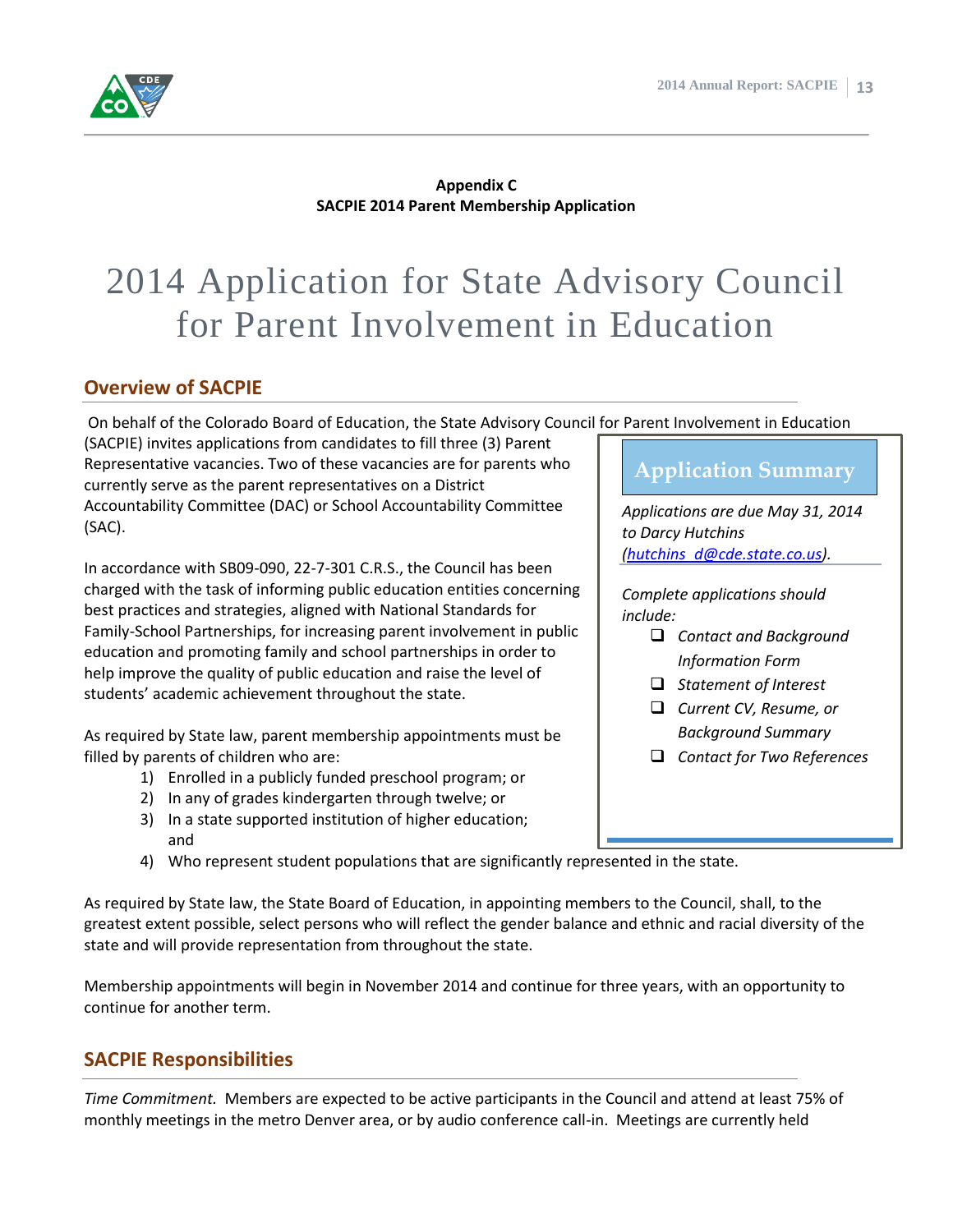**Appendix C**
**SACPIE 2014 Parent Membership Application**

# 2014 Application for State Advisory Council for Parent Involvement in Education

## Overview of SACPIE

On behalf of the Colorado Board of Education, the State Advisory Council for Parent Involvement in Education (SACPIE) invites applications from candidates to fill three (3) Parent Representative vacancies. Two of these vacancies are for parents who currently serve as the parent representatives on a District Accountability Committee (DAC) or School Accountability Committee (SAC).

In accordance with SB09-090, 22-7-301 C.R.S., the Council has been charged with the task of informing public education entities concerning best practices and strategies, aligned with National Standards for Family-School Partnerships, for increasing parent involvement in public education and promoting family and school partnerships in order to help improve the quality of public education and raise the level of students' academic achievement throughout the state.

As required by State law, parent membership appointments must be filled by parents of children who are:

1) Enrolled in a publicly funded preschool program; or
2) In any of grades kindergarten through twelve; or
3) In a state supported institution of higher education; and
4) Who represent student populations that are significantly represented in the state.

> **Application Summary**
>
> *Applications are due May 31, 2014 to Darcy Hutchins (hutchins_d@cde.state.co.us).*
>
> *Complete applications should include:*
>
> - ☐ *Contact and Background Information Form*
> - ☐ *Statement of Interest*
> - ☐ *Current CV, Resume, or Background Summary*
> - ☐ *Contact for Two References*

As required by State law, the State Board of Education, in appointing members to the Council, shall, to the greatest extent possible, select persons who will reflect the gender balance and ethnic and racial diversity of the state and will provide representation from throughout the state.

Membership appointments will begin in November 2014 and continue for three years, with an opportunity to continue for another term.

## SACPIE Responsibilities

*Time Commitment.* Members are expected to be active participants in the Council and attend at least 75% of monthly meetings in the metro Denver area, or by audio conference call-in. Meetings are currently held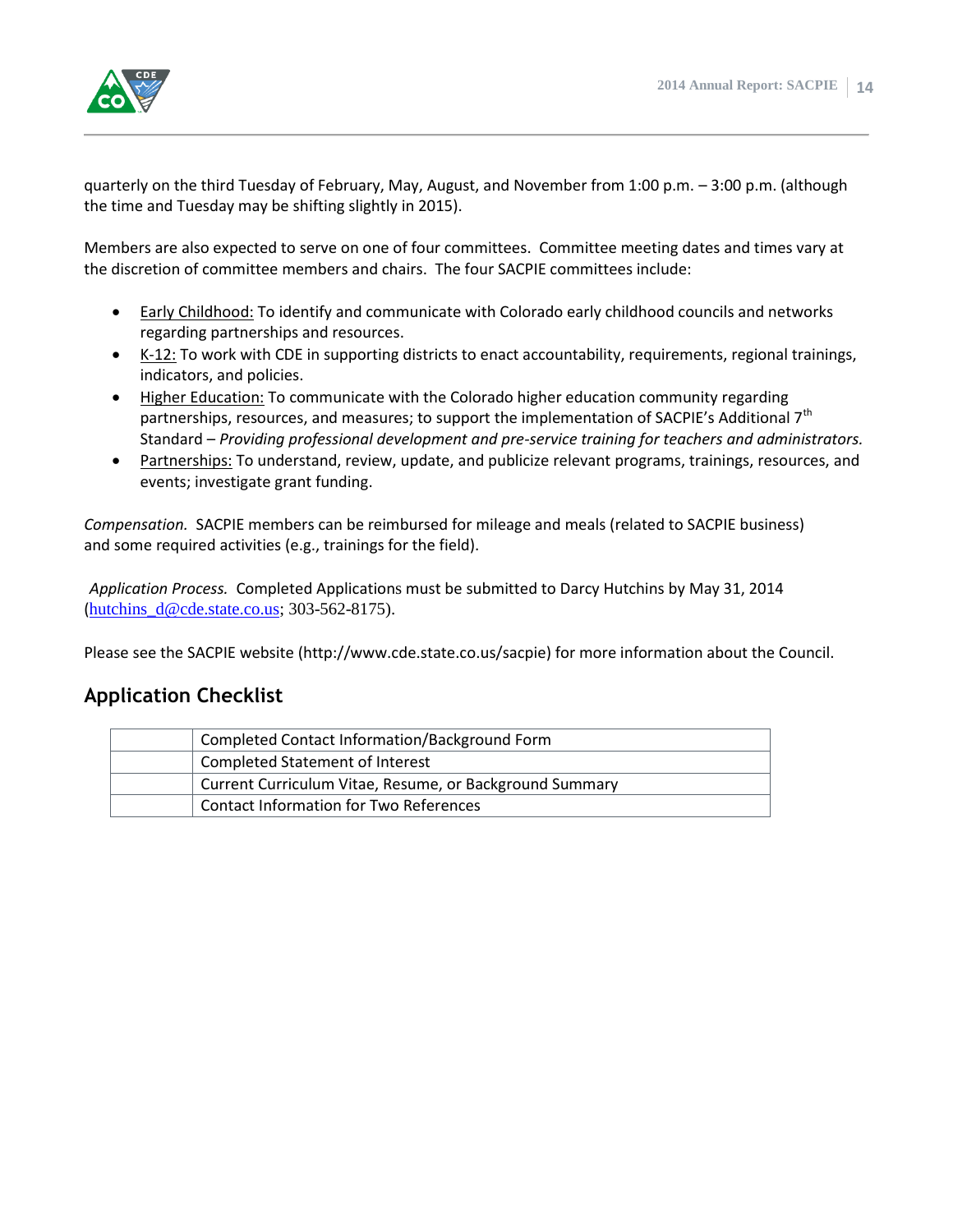quarterly on the third Tuesday of February, May, August, and November from 1:00 p.m. – 3:00 p.m. (although the time and Tuesday may be shifting slightly in 2015).

Members are also expected to serve on one of four committees. Committee meeting dates and times vary at the discretion of committee members and chairs. The four SACPIE committees include:

- Early Childhood: To identify and communicate with Colorado early childhood councils and networks regarding partnerships and resources.
- K-12: To work with CDE in supporting districts to enact accountability, requirements, regional trainings, indicators, and policies.
- Higher Education: To communicate with the Colorado higher education community regarding partnerships, resources, and measures; to support the implementation of SACPIE's Additional 7th Standard – *Providing professional development and pre-service training for teachers and administrators.*
- Partnerships: To understand, review, update, and publicize relevant programs, trainings, resources, and events; investigate grant funding.

*Compensation.* SACPIE members can be reimbursed for mileage and meals (related to SACPIE business) and some required activities (e.g., trainings for the field).

*Application Process.* Completed Applications must be submitted to Darcy Hutchins by May 31, 2014 (hutchins_d@cde.state.co.us; 303-562-8175).

Please see the SACPIE website (http://www.cde.state.co.us/sacpie) for more information about the Council.

## Application Checklist

| | |
|---|---|
| | Completed Contact Information/Background Form |
| | Completed Statement of Interest |
| | Current Curriculum Vitae, Resume, or Background Summary |
| | Contact Information for Two References |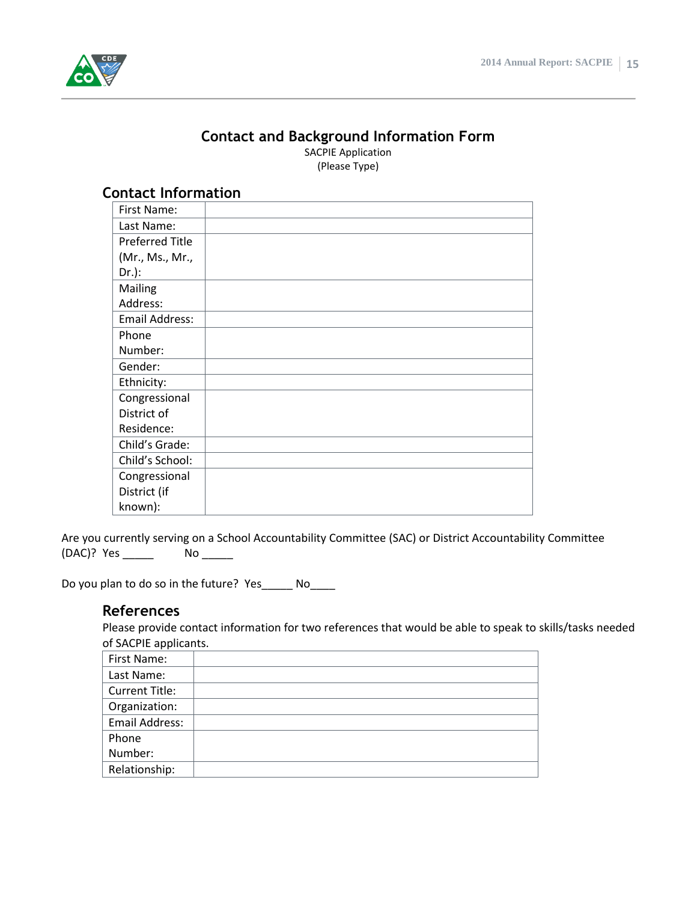# Contact and Background Information Form

SACPIE Application
(Please Type)

## Contact Information

| | |
|---|---|
| First Name: | |
| Last Name: | |
| Preferred Title (Mr., Ms., Mr., Dr.): | |
| Mailing Address: | |
| Email Address: | |
| Phone Number: | |
| Gender: | |
| Ethnicity: | |
| Congressional District of Residence: | |
| Child's Grade: | |
| Child's School: | |
| Congressional District (if known): | |

Are you currently serving on a School Accountability Committee (SAC) or District Accountability Committee (DAC)? Yes _____ No _____

Do you plan to do so in the future? Yes_____ No____

## References

Please provide contact information for two references that would be able to speak to skills/tasks needed of SACPIE applicants.

| | |
|---|---|
| First Name: | |
| Last Name: | |
| Current Title: | |
| Organization: | |
| Email Address: | |
| Phone Number: | |
| Relationship: | |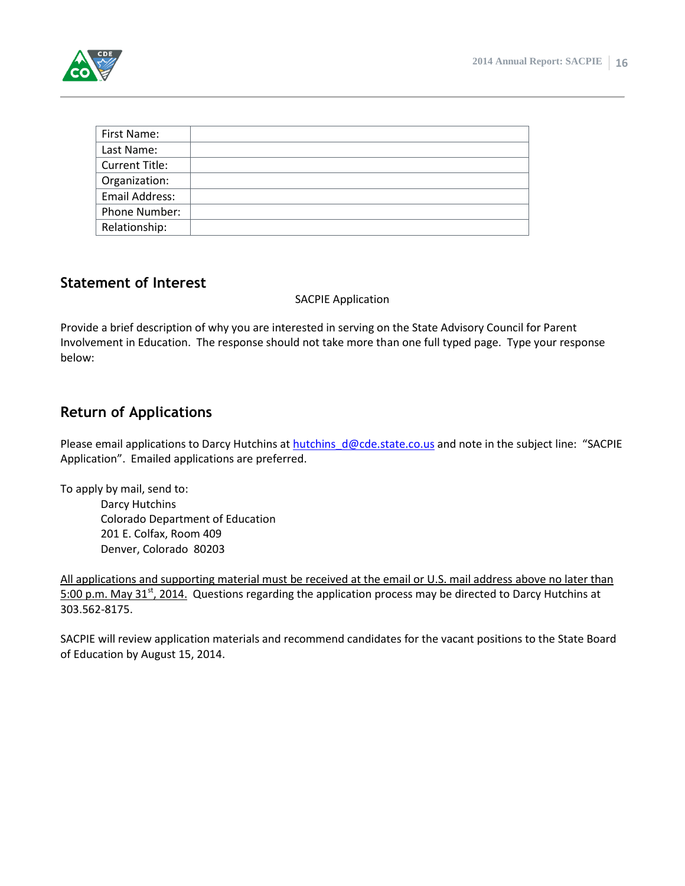| First Name: | |
|---|---|
| Last Name: | |
| Current Title: | |
| Organization: | |
| Email Address: | |
| Phone Number: | |
| Relationship: | |

## Statement of Interest

SACPIE Application

Provide a brief description of why you are interested in serving on the State Advisory Council for Parent Involvement in Education. The response should not take more than one full typed page. Type your response below:

## Return of Applications

Please email applications to Darcy Hutchins at hutchins_d@cde.state.co.us and note in the subject line: "SACPIE Application". Emailed applications are preferred.

To apply by mail, send to:

Darcy Hutchins
Colorado Department of Education
201 E. Colfax, Room 409
Denver, Colorado 80203

<u>All applications and supporting material must be received at the email or U.S. mail address above no later than 5:00 p.m. May 31st, 2014.</u> Questions regarding the application process may be directed to Darcy Hutchins at 303.562-8175.

SACPIE will review application materials and recommend candidates for the vacant positions to the State Board of Education by August 15, 2014.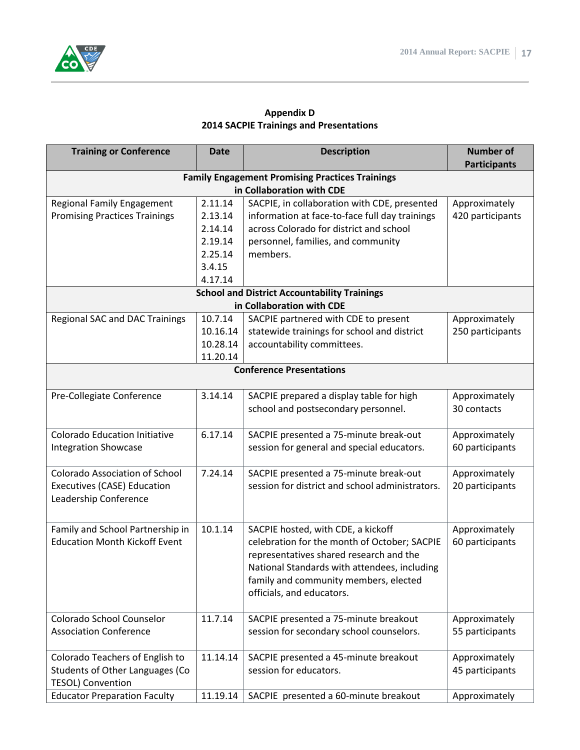**Appendix D**
**2014 SACPIE Trainings and Presentations**

| Training or Conference | Date | Description | Number of Participants |
|---|---|---|---|
| **Family Engagement Promising Practices Trainings in Collaboration with CDE** | | | |
| Regional Family Engagement Promising Practices Trainings | 2.11.14<br>2.13.14<br>2.14.14<br>2.19.14<br>2.25.14<br>3.4.15<br>4.17.14 | SACPIE, in collaboration with CDE, presented information at face-to-face full day trainings across Colorado for district and school personnel, families, and community members. | Approximately 420 participants |
| **School and District Accountability Trainings in Collaboration with CDE** | | | |
| Regional SAC and DAC Trainings | 10.7.14<br>10.16.14<br>10.28.14<br>11.20.14 | SACPIE partnered with CDE to present statewide trainings for school and district accountability committees. | Approximately 250 participants |
| **Conference Presentations** | | | |
| Pre-Collegiate Conference | 3.14.14 | SACPIE prepared a display table for high school and postsecondary personnel. | Approximately 30 contacts |
| Colorado Education Initiative Integration Showcase | 6.17.14 | SACPIE presented a 75-minute break-out session for general and special educators. | Approximately 60 participants |
| Colorado Association of School Executives (CASE) Education Leadership Conference | 7.24.14 | SACPIE presented a 75-minute break-out session for district and school administrators. | Approximately 20 participants |
| Family and School Partnership in Education Month Kickoff Event | 10.1.14 | SACPIE hosted, with CDE, a kickoff celebration for the month of October; SACPIE representatives shared research and the National Standards with attendees, including family and community members, elected officials, and educators. | Approximately 60 participants |
| Colorado School Counselor Association Conference | 11.7.14 | SACPIE presented a 75-minute breakout session for secondary school counselors. | Approximately 55 participants |
| Colorado Teachers of English to Students of Other Languages (Co TESOL) Convention | 11.14.14 | SACPIE presented a 45-minute breakout session for educators. | Approximately 45 participants |
| Educator Preparation Faculty | 11.19.14 | SACPIE presented a 60-minute breakout | Approximately |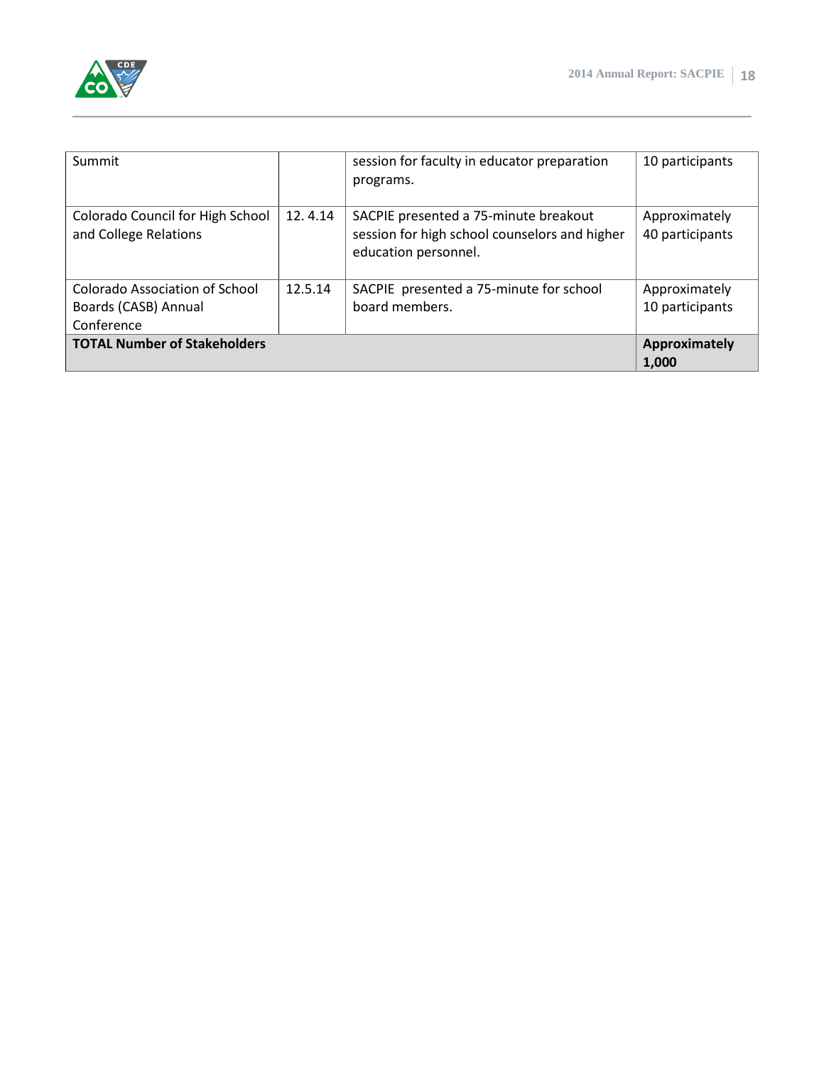| | | | |
|---|---|---|---|
| Summit | | session for faculty in educator preparation programs. | 10 participants |
| Colorado Council for High School and College Relations | 12. 4.14 | SACPIE presented a 75-minute breakout session for high school counselors and higher education personnel. | Approximately 40 participants |
| Colorado Association of School Boards (CASB) Annual Conference | 12.5.14 | SACPIE presented a 75-minute for school board members. | Approximately 10 participants |
| **TOTAL Number of Stakeholders** | | | **Approximately 1,000** |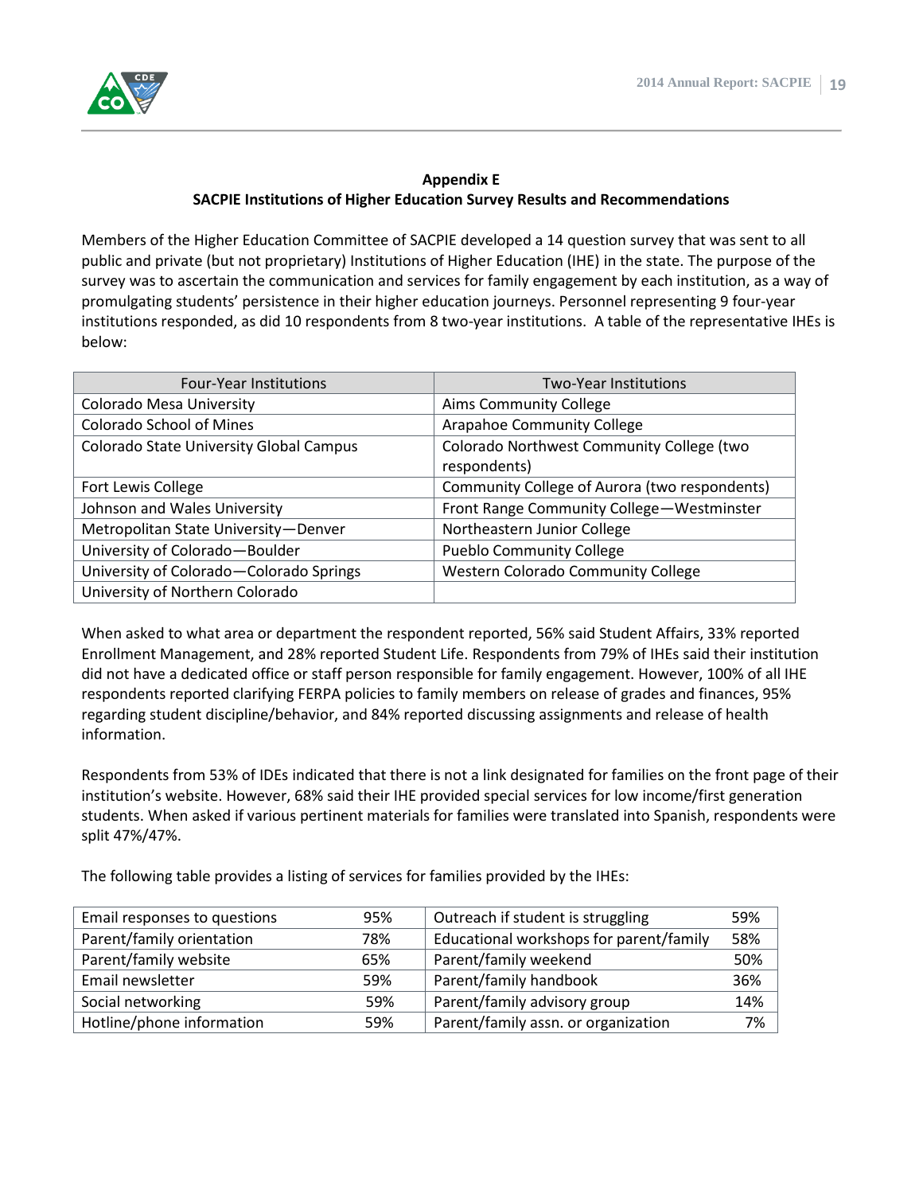## Appendix E
## SACPIE Institutions of Higher Education Survey Results and Recommendations

Members of the Higher Education Committee of SACPIE developed a 14 question survey that was sent to all public and private (but not proprietary) Institutions of Higher Education (IHE) in the state. The purpose of the survey was to ascertain the communication and services for family engagement by each institution, as a way of promulgating students' persistence in their higher education journeys. Personnel representing 9 four-year institutions responded, as did 10 respondents from 8 two-year institutions. A table of the representative IHEs is below:

| Four-Year Institutions | Two-Year Institutions |
|---|---|
| Colorado Mesa University | Aims Community College |
| Colorado School of Mines | Arapahoe Community College |
| Colorado State University Global Campus | Colorado Northwest Community College (two respondents) |
| Fort Lewis College | Community College of Aurora (two respondents) |
| Johnson and Wales University | Front Range Community College—Westminster |
| Metropolitan State University—Denver | Northeastern Junior College |
| University of Colorado—Boulder | Pueblo Community College |
| University of Colorado—Colorado Springs | Western Colorado Community College |
| University of Northern Colorado | |

When asked to what area or department the respondent reported, 56% said Student Affairs, 33% reported Enrollment Management, and 28% reported Student Life. Respondents from 79% of IHEs said their institution did not have a dedicated office or staff person responsible for family engagement. However, 100% of all IHE respondents reported clarifying FERPA policies to family members on release of grades and finances, 95% regarding student discipline/behavior, and 84% reported discussing assignments and release of health information.

Respondents from 53% of IDEs indicated that there is not a link designated for families on the front page of their institution's website. However, 68% said their IHE provided special services for low income/first generation students. When asked if various pertinent materials for families were translated into Spanish, respondents were split 47%/47%.

The following table provides a listing of services for families provided by the IHEs:

| Service | % | Service | % |
|---|---|---|---|
| Email responses to questions | 95% | Outreach if student is struggling | 59% |
| Parent/family orientation | 78% | Educational workshops for parent/family | 58% |
| Parent/family website | 65% | Parent/family weekend | 50% |
| Email newsletter | 59% | Parent/family handbook | 36% |
| Social networking | 59% | Parent/family advisory group | 14% |
| Hotline/phone information | 59% | Parent/family assn. or organization | 7% |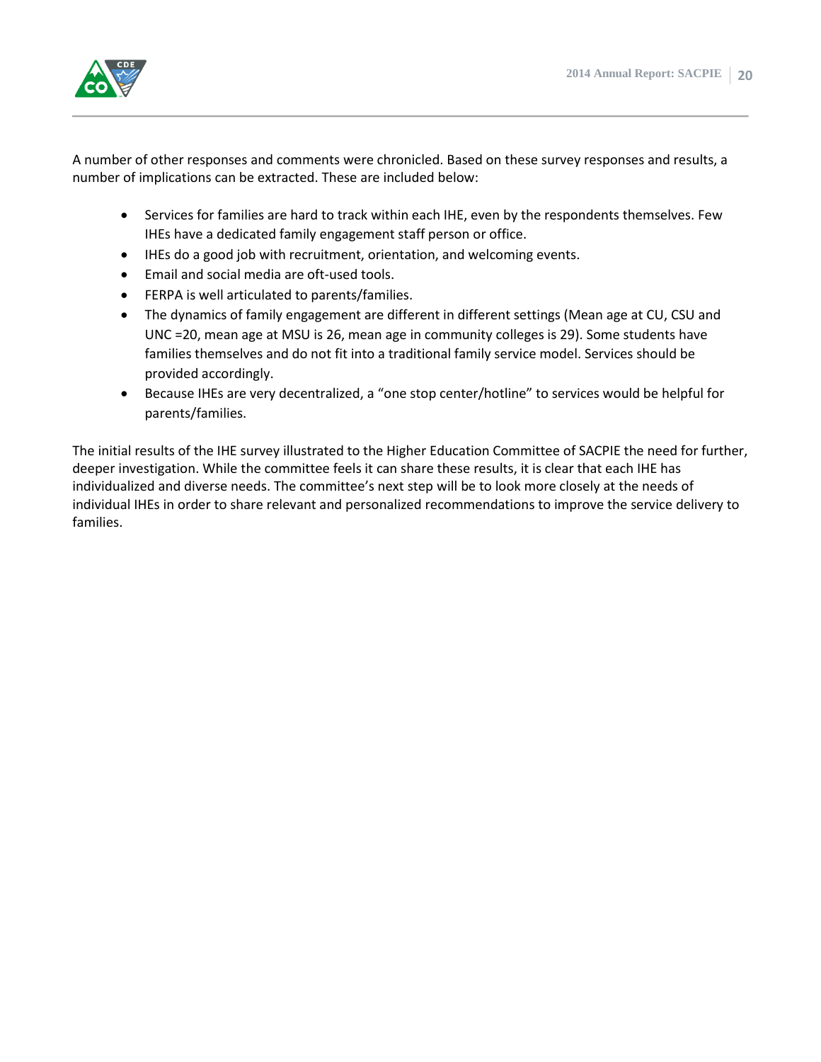A number of other responses and comments were chronicled. Based on these survey responses and results, a number of implications can be extracted. These are included below:

- Services for families are hard to track within each IHE, even by the respondents themselves. Few IHEs have a dedicated family engagement staff person or office.
- IHEs do a good job with recruitment, orientation, and welcoming events.
- Email and social media are oft-used tools.
- FERPA is well articulated to parents/families.
- The dynamics of family engagement are different in different settings (Mean age at CU, CSU and UNC =20, mean age at MSU is 26, mean age in community colleges is 29). Some students have families themselves and do not fit into a traditional family service model. Services should be provided accordingly.
- Because IHEs are very decentralized, a "one stop center/hotline" to services would be helpful for parents/families.

The initial results of the IHE survey illustrated to the Higher Education Committee of SACPIE the need for further, deeper investigation. While the committee feels it can share these results, it is clear that each IHE has individualized and diverse needs. The committee's next step will be to look more closely at the needs of individual IHEs in order to share relevant and personalized recommendations to improve the service delivery to families.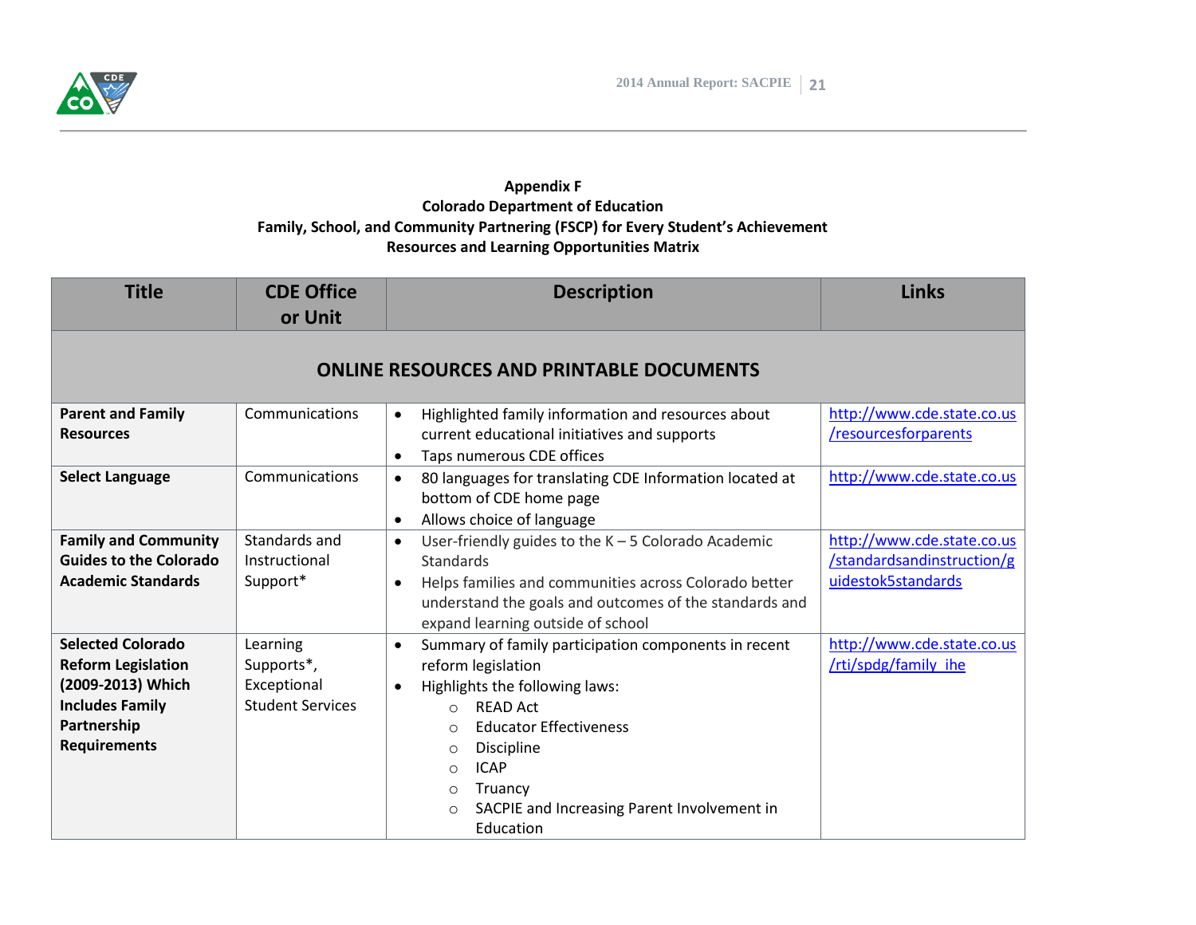**Appendix F**
**Colorado Department of Education**
**Family, School, and Community Partnering (FSCP) for Every Student's Achievement**
**Resources and Learning Opportunities Matrix**

| Title | CDE Office or Unit | Description | Links |
|---|---|---|---|
| **ONLINE RESOURCES AND PRINTABLE DOCUMENTS** | | | |
| **Parent and Family Resources** | Communications | • Highlighted family information and resources about current educational initiatives and supports<br>• Taps numerous CDE offices | http://www.cde.state.co.us/resourcesforparents |
| **Select Language** | Communications | • 80 languages for translating CDE Information located at bottom of CDE home page<br>• Allows choice of language | http://www.cde.state.co.us |
| **Family and Community Guides to the Colorado Academic Standards** | Standards and Instructional Support* | • User-friendly guides to the K – 5 Colorado Academic Standards<br>• Helps families and communities across Colorado better understand the goals and outcomes of the standards and expand learning outside of school | http://www.cde.state.co.us/standardsandinstruction/guidestok5standards |
| **Selected Colorado Reform Legislation (2009-2013) Which Includes Family Partnership Requirements** | Learning Supports*, Exceptional Student Services | • Summary of family participation components in recent reform legislation<br>• Highlights the following laws:<br>○ READ Act<br>○ Educator Effectiveness<br>○ Discipline<br>○ ICAP<br>○ Truancy<br>○ SACPIE and Increasing Parent Involvement in Education | http://www.cde.state.co.us/rti/spdg/family_ihe |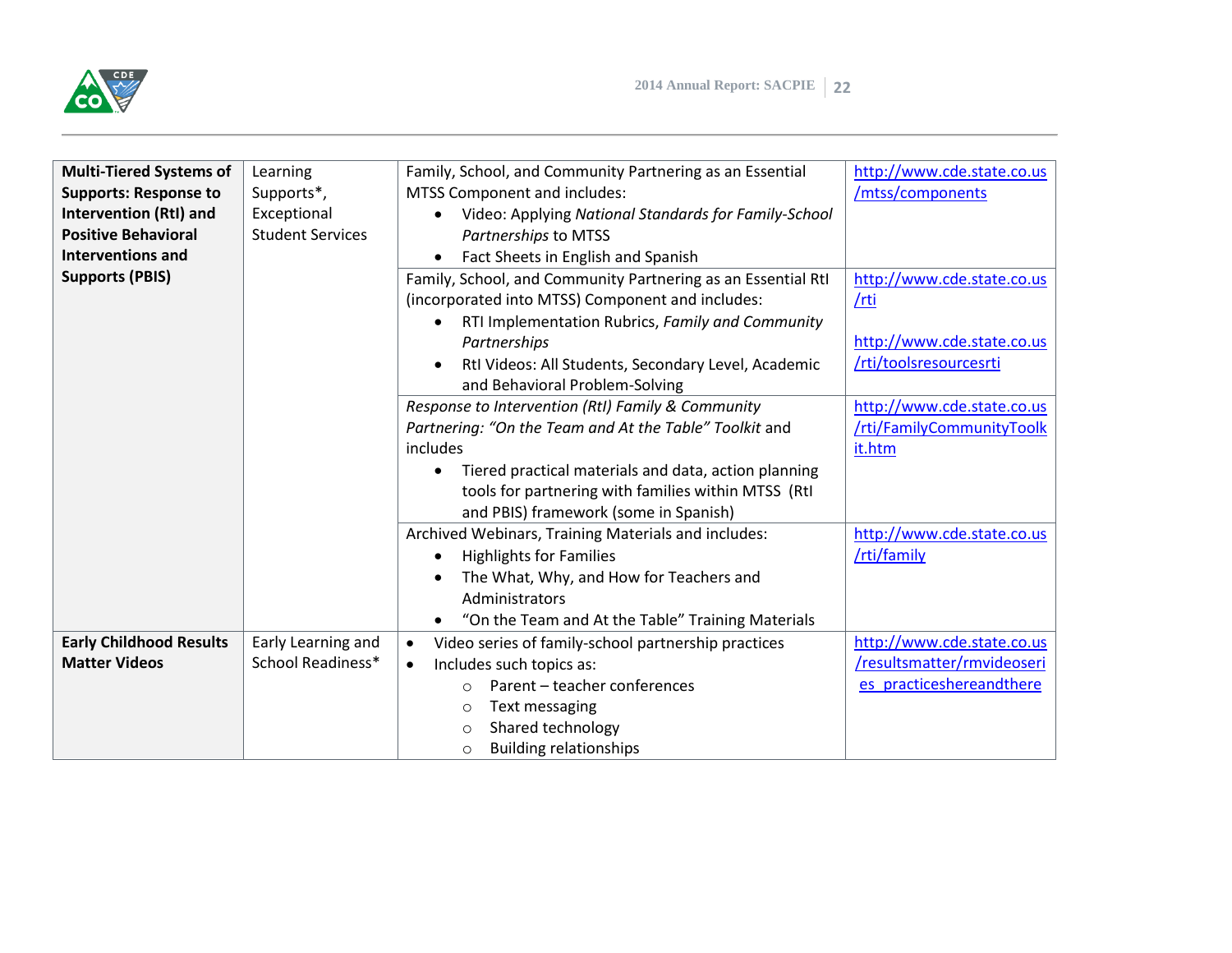| | | | |
|---|---|---|---|
| **Multi-Tiered Systems of Supports: Response to Intervention (RtI) and Positive Behavioral Interventions and Supports (PBIS)** | Learning Supports*, Exceptional Student Services | Family, School, and Community Partnering as an Essential MTSS Component and includes:<br>• Video: Applying *National Standards for Family-School Partnerships* to MTSS<br>• Fact Sheets in English and Spanish | http://www.cde.state.co.us/mtss/components |
| | | Family, School, and Community Partnering as an Essential RtI (incorporated into MTSS) Component and includes:<br>• RTI Implementation Rubrics, *Family and Community Partnerships*<br>• RtI Videos: All Students, Secondary Level, Academic and Behavioral Problem-Solving | http://www.cde.state.co.us/rti<br><br>http://www.cde.state.co.us/rti/toolsresourcesrti |
| | | *Response to Intervention (RtI) Family & Community Partnering: "On the Team and At the Table" Toolkit* and includes<br>• Tiered practical materials and data, action planning tools for partnering with families within MTSS (RtI and PBIS) framework (some in Spanish) | http://www.cde.state.co.us/rti/FamilyCommunityToolkit.htm |
| | | Archived Webinars, Training Materials and includes:<br>• Highlights for Families<br>• The What, Why, and How for Teachers and Administrators<br>• "On the Team and At the Table" Training Materials | http://www.cde.state.co.us/rti/family |
| **Early Childhood Results Matter Videos** | Early Learning and School Readiness* | • Video series of family-school partnership practices<br>• Includes such topics as:<br>  ○ Parent – teacher conferences<br>  ○ Text messaging<br>  ○ Shared technology<br>  ○ Building relationships | http://www.cde.state.co.us/resultsmatter/rmvideoseries_practiceshereandthere |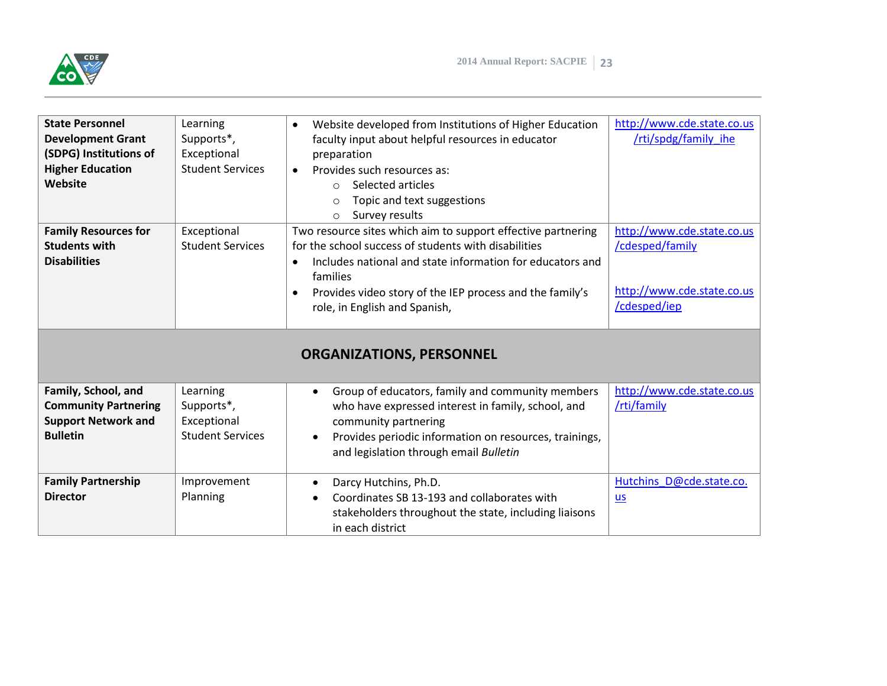| | | | |
|---|---|---|---|
| **State Personnel Development Grant (SDPG) Institutions of Higher Education Website** | Learning Supports*, Exceptional Student Services | • Website developed from Institutions of Higher Education faculty input about helpful resources in educator preparation<br>• Provides such resources as:<br>  ○ Selected articles<br>  ○ Topic and text suggestions<br>  ○ Survey results | http://www.cde.state.co.us/rti/spdg/family_ihe |
| **Family Resources for Students with Disabilities** | Exceptional Student Services | Two resource sites which aim to support effective partnering for the school success of students with disabilities<br>• Includes national and state information for educators and families<br>• Provides video story of the IEP process and the family's role, in English and Spanish, | http://www.cde.state.co.us/cdesped/family<br><br>http://www.cde.state.co.us/cdesped/iep |
| **ORGANIZATIONS, PERSONNEL** | | | |
| **Family, School, and Community Partnering Support Network and Bulletin** | Learning Supports*, Exceptional Student Services | • Group of educators, family and community members who have expressed interest in family, school, and community partnering<br>• Provides periodic information on resources, trainings, and legislation through email *Bulletin* | http://www.cde.state.co.us/rti/family |
| **Family Partnership Director** | Improvement Planning | • Darcy Hutchins, Ph.D.<br>• Coordinates SB 13-193 and collaborates with stakeholders throughout the state, including liaisons in each district | Hutchins_D@cde.state.co.us |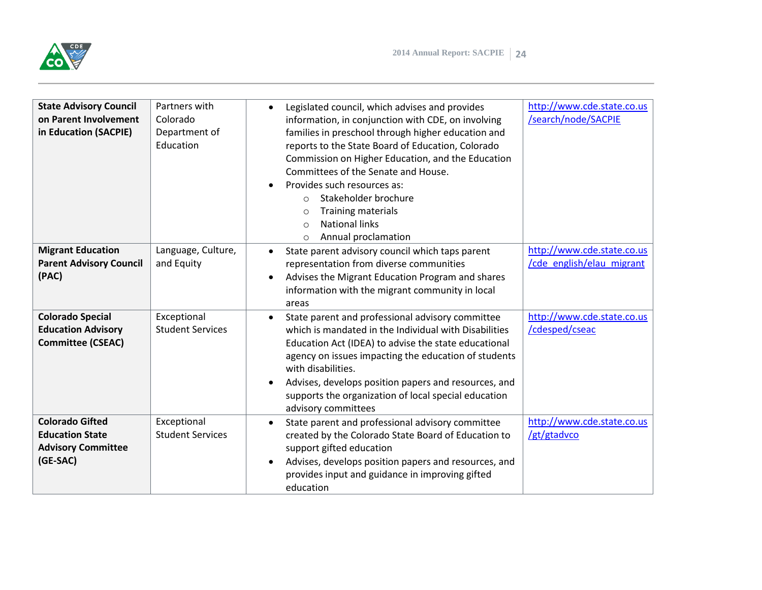| State Advisory Council on Parent Involvement in Education (SACPIE) | Partners with Colorado Department of Education | • Legislated council, which advises and provides information, in conjunction with CDE, on involving families in preschool through higher education and reports to the State Board of Education, Colorado Commission on Higher Education, and the Education Committees of the Senate and House.<br>• Provides such resources as:<br>&nbsp;&nbsp;○ Stakeholder brochure<br>&nbsp;&nbsp;○ Training materials<br>&nbsp;&nbsp;○ National links<br>&nbsp;&nbsp;○ Annual proclamation | http://www.cde.state.co.us/search/node/SACPIE |
|---|---|---|---|
| **Migrant Education Parent Advisory Council (PAC)** | Language, Culture, and Equity | • State parent advisory council which taps parent representation from diverse communities<br>• Advises the Migrant Education Program and shares information with the migrant community in local areas | http://www.cde.state.co.us/cde_english/elau_migrant |
| **Colorado Special Education Advisory Committee (CSEAC)** | Exceptional Student Services | • State parent and professional advisory committee which is mandated in the Individual with Disabilities Education Act (IDEA) to advise the state educational agency on issues impacting the education of students with disabilities.<br>• Advises, develops position papers and resources, and supports the organization of local special education advisory committees | http://www.cde.state.co.us/cdesped/cseac |
| **Colorado Gifted Education State Advisory Committee (GE-SAC)** | Exceptional Student Services | • State parent and professional advisory committee created by the Colorado State Board of Education to support gifted education<br>• Advises, develops position papers and resources, and provides input and guidance in improving gifted education | http://www.cde.state.co.us/gt/gtadvco |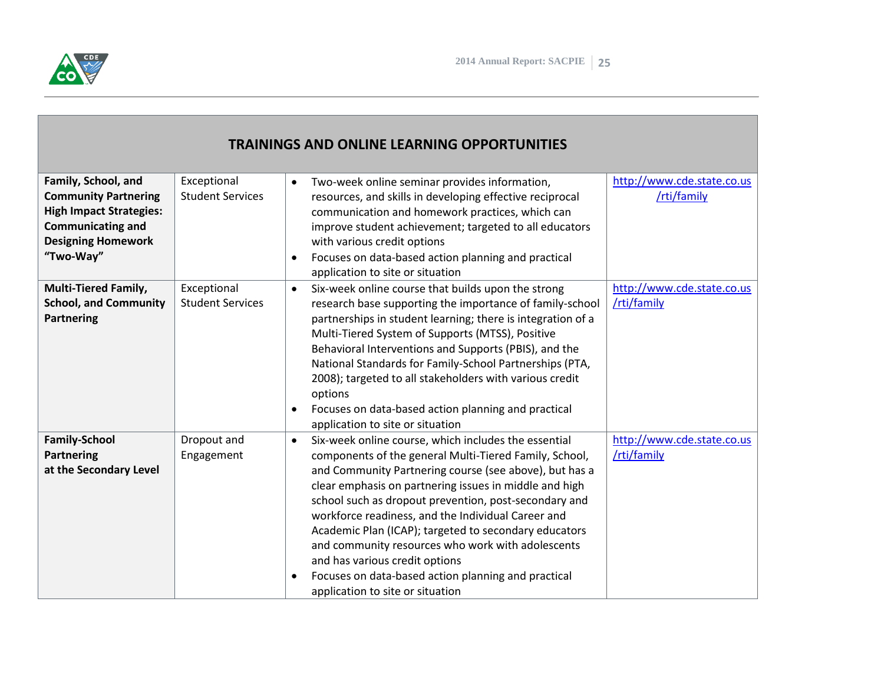| TRAININGS AND ONLINE LEARNING OPPORTUNITIES | | | |
|---|---|---|---|
| **Family, School, and Community Partnering High Impact Strategies: Communicating and Designing Homework "Two-Way"** | Exceptional Student Services | • Two-week online seminar provides information, resources, and skills in developing effective reciprocal communication and homework practices, which can improve student achievement; targeted to all educators with various credit options<br>• Focuses on data-based action planning and practical application to site or situation | http://www.cde.state.co.us/rti/family |
| **Multi-Tiered Family, School, and Community Partnering** | Exceptional Student Services | • Six-week online course that builds upon the strong research base supporting the importance of family-school partnerships in student learning; there is integration of a Multi-Tiered System of Supports (MTSS), Positive Behavioral Interventions and Supports (PBIS), and the National Standards for Family-School Partnerships (PTA, 2008); targeted to all stakeholders with various credit options<br>• Focuses on data-based action planning and practical application to site or situation | http://www.cde.state.co.us/rti/family |
| **Family-School Partnering at the Secondary Level** | Dropout and Engagement | • Six-week online course, which includes the essential components of the general Multi-Tiered Family, School, and Community Partnering course (see above), but has a clear emphasis on partnering issues in middle and high school such as dropout prevention, post-secondary and workforce readiness, and the Individual Career and Academic Plan (ICAP); targeted to secondary educators and community resources who work with adolescents and has various credit options<br>• Focuses on data-based action planning and practical application to site or situation | http://www.cde.state.co.us/rti/family |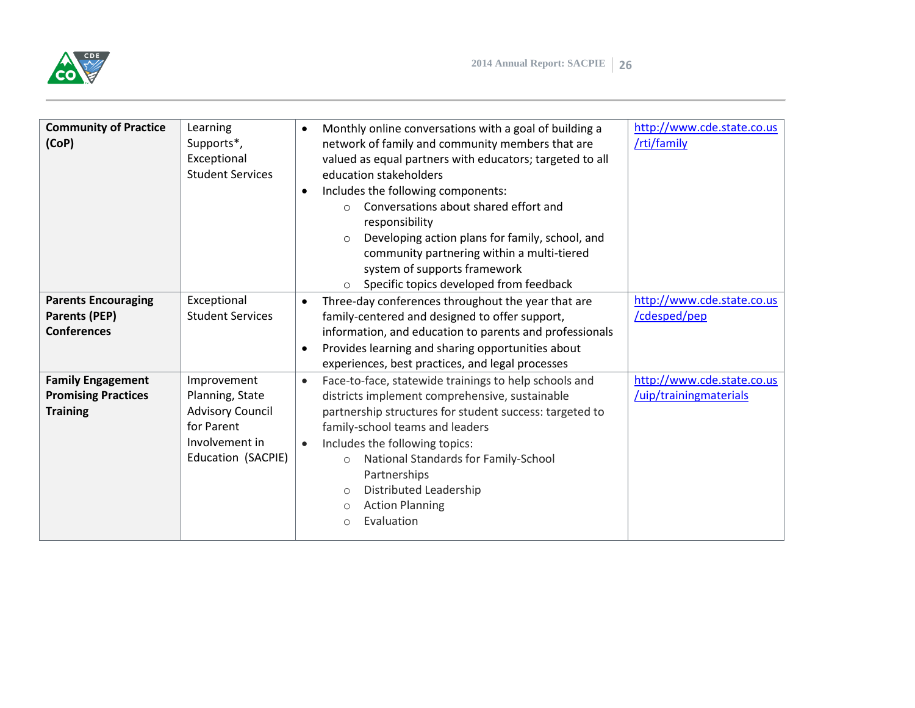| | | | |
|---|---|---|---|
| **Community of Practice (CoP)** | Learning Supports*, Exceptional Student Services | • Monthly online conversations with a goal of building a network of family and community members that are valued as equal partners with educators; targeted to all education stakeholders<br>• Includes the following components:<br>  ○ Conversations about shared effort and responsibility<br>  ○ Developing action plans for family, school, and community partnering within a multi-tiered system of supports framework<br>  ○ Specific topics developed from feedback | http://www.cde.state.co.us/rti/family |
| **Parents Encouraging Parents (PEP) Conferences** | Exceptional Student Services | • Three-day conferences throughout the year that are family-centered and designed to offer support, information, and education to parents and professionals<br>• Provides learning and sharing opportunities about experiences, best practices, and legal processes | http://www.cde.state.co.us/cdesped/pep |
| **Family Engagement Promising Practices Training** | Improvement Planning, State Advisory Council for Parent Involvement in Education (SACPIE) | • Face-to-face, statewide trainings to help schools and districts implement comprehensive, sustainable partnership structures for student success: targeted to family-school teams and leaders<br>• Includes the following topics:<br>  ○ National Standards for Family-School Partnerships<br>  ○ Distributed Leadership<br>  ○ Action Planning<br>  ○ Evaluation | http://www.cde.state.co.us/uip/trainingmaterials |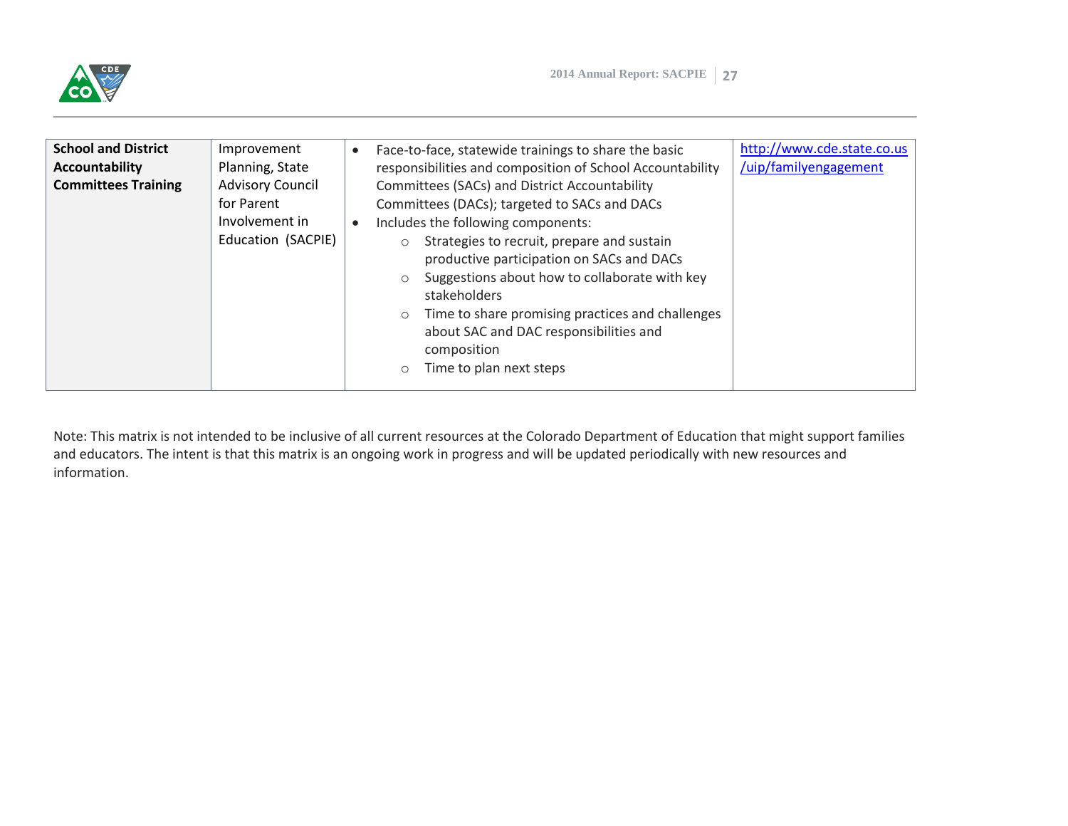| | | | |
|---|---|---|---|
| **School and District Accountability Committees Training** | Improvement Planning, State Advisory Council for Parent Involvement in Education (SACPIE) | • Face-to-face, statewide trainings to share the basic responsibilities and composition of School Accountability Committees (SACs) and District Accountability Committees (DACs); targeted to SACs and DACs<br>• Includes the following components:<br>  ○ Strategies to recruit, prepare and sustain productive participation on SACs and DACs<br>  ○ Suggestions about how to collaborate with key stakeholders<br>  ○ Time to share promising practices and challenges about SAC and DAC responsibilities and composition<br>  ○ Time to plan next steps | http://www.cde.state.co.us/uip/familyengagement |

Note: This matrix is not intended to be inclusive of all current resources at the Colorado Department of Education that might support families and educators. The intent is that this matrix is an ongoing work in progress and will be updated periodically with new resources and information.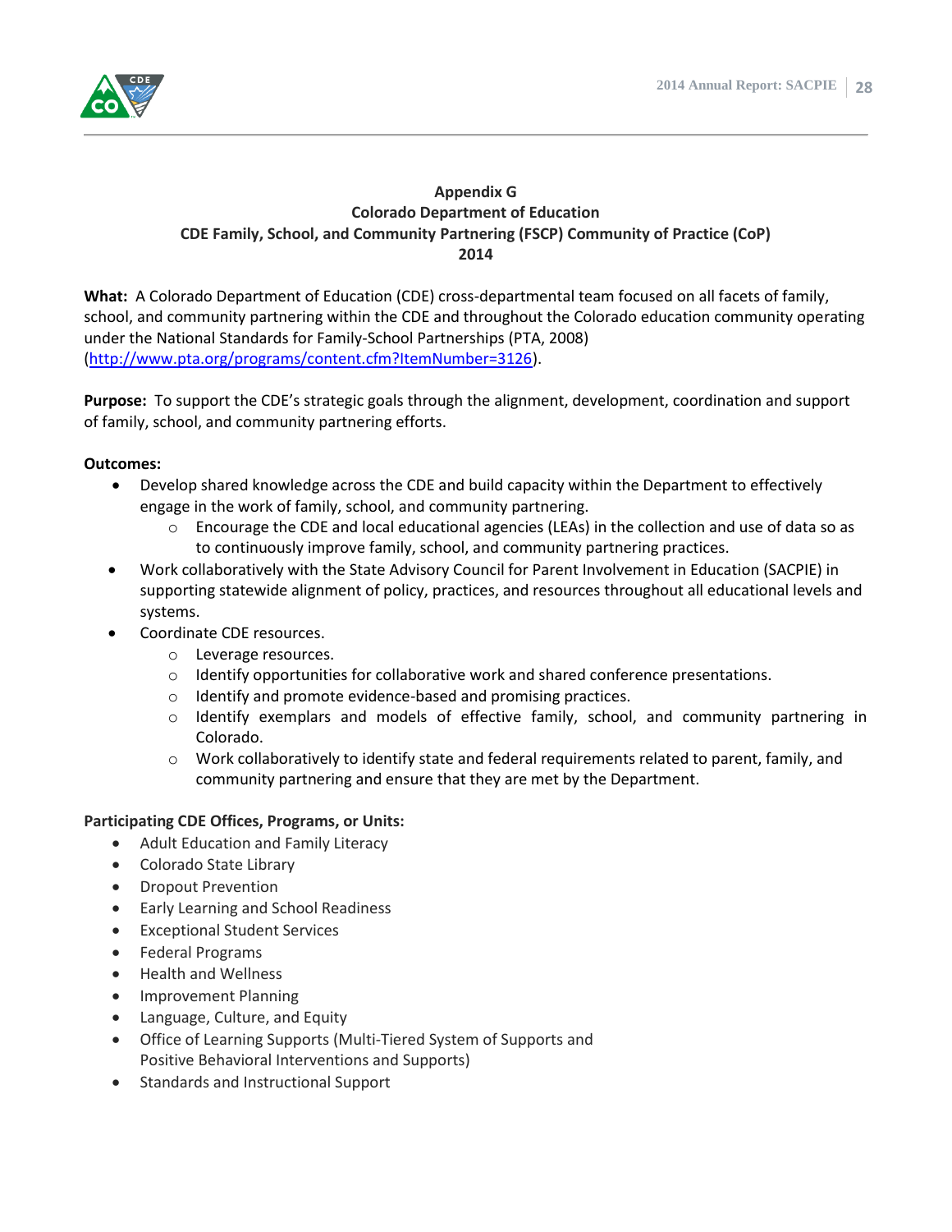# Appendix G
## Colorado Department of Education
## CDE Family, School, and Community Partnering (FSCP) Community of Practice (CoP)
## 2014

**What:** A Colorado Department of Education (CDE) cross-departmental team focused on all facets of family, school, and community partnering within the CDE and throughout the Colorado education community operating under the National Standards for Family-School Partnerships (PTA, 2008) (http://www.pta.org/programs/content.cfm?ItemNumber=3126).

**Purpose:** To support the CDE's strategic goals through the alignment, development, coordination and support of family, school, and community partnering efforts.

**Outcomes:**

- Develop shared knowledge across the CDE and build capacity within the Department to effectively engage in the work of family, school, and community partnering.
  - Encourage the CDE and local educational agencies (LEAs) in the collection and use of data so as to continuously improve family, school, and community partnering practices.
- Work collaboratively with the State Advisory Council for Parent Involvement in Education (SACPIE) in supporting statewide alignment of policy, practices, and resources throughout all educational levels and systems.
- Coordinate CDE resources.
  - Leverage resources.
  - Identify opportunities for collaborative work and shared conference presentations.
  - Identify and promote evidence-based and promising practices.
  - Identify exemplars and models of effective family, school, and community partnering in Colorado.
  - Work collaboratively to identify state and federal requirements related to parent, family, and community partnering and ensure that they are met by the Department.

**Participating CDE Offices, Programs, or Units:**

- Adult Education and Family Literacy
- Colorado State Library
- Dropout Prevention
- Early Learning and School Readiness
- Exceptional Student Services
- Federal Programs
- Health and Wellness
- Improvement Planning
- Language, Culture, and Equity
- Office of Learning Supports (Multi-Tiered System of Supports and Positive Behavioral Interventions and Supports)
- Standards and Instructional Support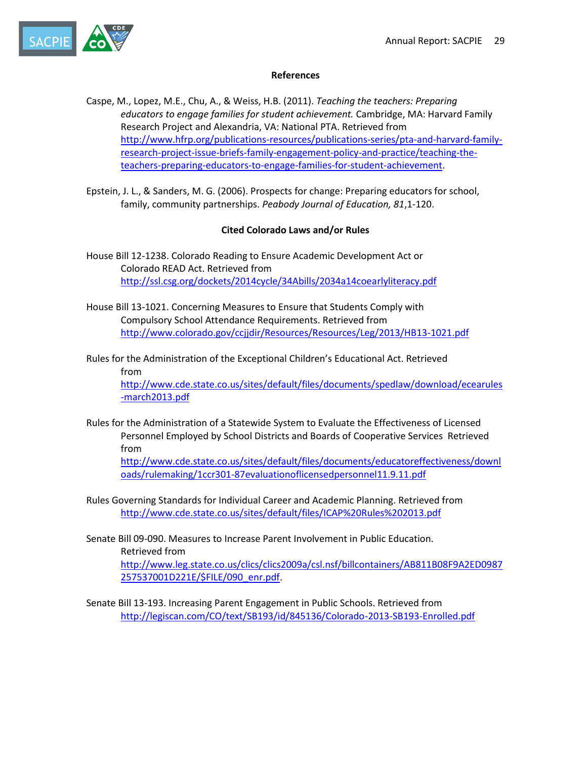## References

Caspe, M., Lopez, M.E., Chu, A., & Weiss, H.B. (2011). *Teaching the teachers: Preparing educators to engage families for student achievement.* Cambridge, MA: Harvard Family Research Project and Alexandria, VA: National PTA. Retrieved from http://www.hfrp.org/publications-resources/publications-series/pta-and-harvard-family-research-project-issue-briefs-family-engagement-policy-and-practice/teaching-the-teachers-preparing-educators-to-engage-families-for-student-achievement.

Epstein, J. L., & Sanders, M. G. (2006). Prospects for change: Preparing educators for school, family, community partnerships. *Peabody Journal of Education, 81*,1-120.

## Cited Colorado Laws and/or Rules

House Bill 12-1238. Colorado Reading to Ensure Academic Development Act or Colorado READ Act. Retrieved from http://ssl.csg.org/dockets/2014cycle/34Abills/2034a14coearlyliteracy.pdf

House Bill 13-1021. Concerning Measures to Ensure that Students Comply with Compulsory School Attendance Requirements. Retrieved from http://www.colorado.gov/ccjjdir/Resources/Resources/Leg/2013/HB13-1021.pdf

Rules for the Administration of the Exceptional Children's Educational Act. Retrieved from http://www.cde.state.co.us/sites/default/files/documents/spedlaw/download/ecearules-march2013.pdf

Rules for the Administration of a Statewide System to Evaluate the Effectiveness of Licensed Personnel Employed by School Districts and Boards of Cooperative Services Retrieved from http://www.cde.state.co.us/sites/default/files/documents/educatoreffectiveness/downloads/rulemaking/1ccr301-87evaluationoflicensedpersonnel11.9.11.pdf

Rules Governing Standards for Individual Career and Academic Planning. Retrieved from http://www.cde.state.co.us/sites/default/files/ICAP%20Rules%202013.pdf

Senate Bill 09-090. Measures to Increase Parent Involvement in Public Education. Retrieved from http://www.leg.state.co.us/clics/clics2009a/csl.nsf/billcontainers/AB811B08F9A2ED0987257537001D221E/$FILE/090_enr.pdf.

Senate Bill 13-193. Increasing Parent Engagement in Public Schools. Retrieved from http://legiscan.com/CO/text/SB193/id/845136/Colorado-2013-SB193-Enrolled.pdf